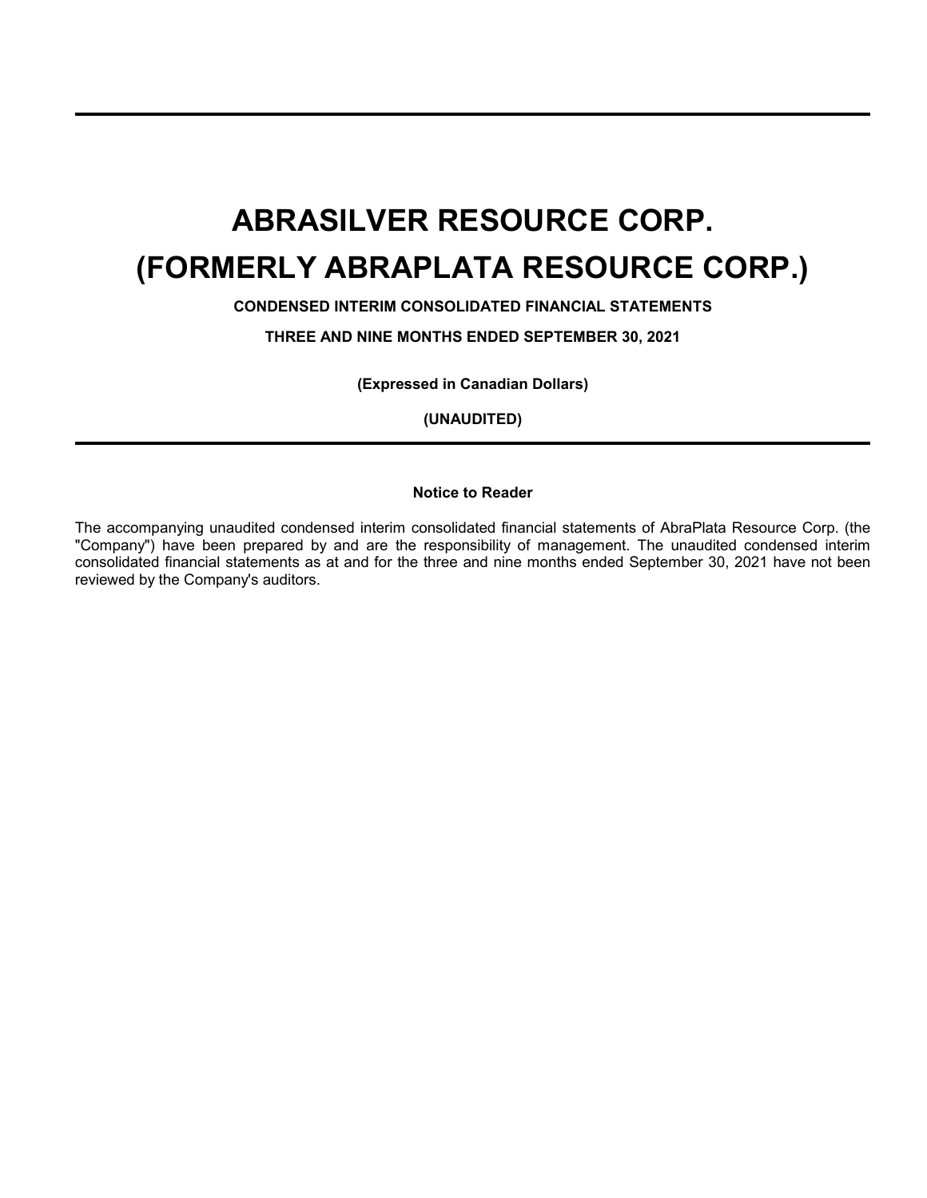# ABRASILVER RESOURCE CORP.

# (FORMERLY ABRAPLATA RESOURCE CORP.)

**CONDENSED INTERIM CONSOLIDATED FINANCIAL STATEMENTS**

**THREE AND NINE MONTHS ENDED SEPTEMBER 30, 2021**

**(Expressed in Canadian Dollars)**

**(UNAUDITED)**

**Notice to Reader**

The accompanying unaudited condensed interim consolidated financial statements of AbraPlata Resource Corp. (the "Company") have been prepared by and are the responsibility of management. The unaudited condensed interim consolidated financial statements as at and for the three and nine months ended September 30, 2021 have not been reviewed by the Company's auditors.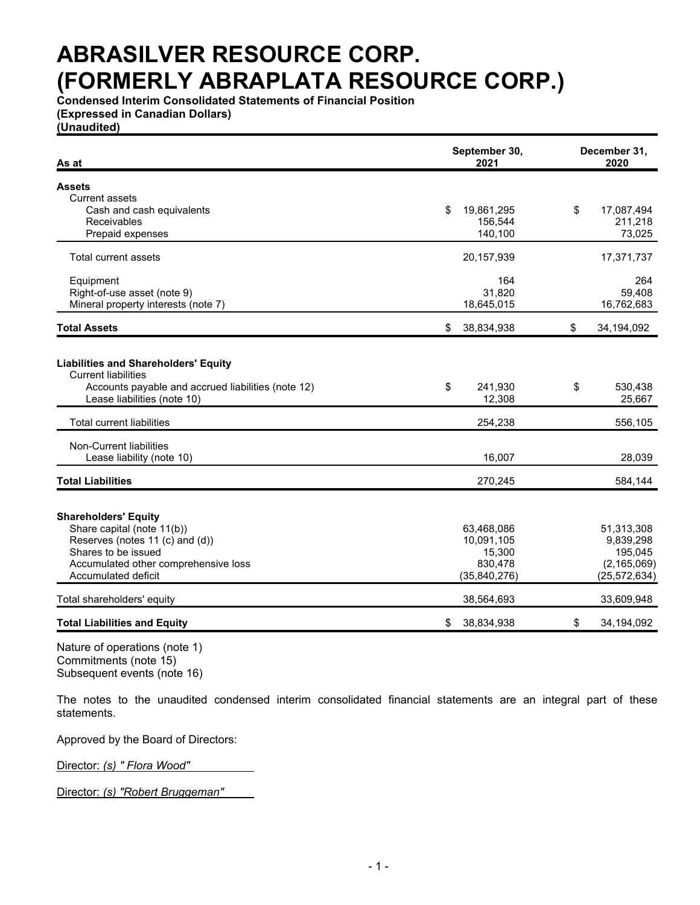# ABRASILVER RESOURCE CORP. (FORMERLY ABRAPLATA RESOURCE CORP.)

**Condensed Interim Consolidated Statements of Financial Position**
**(Expressed in Canadian Dollars)**
**(Unaudited)**

| As at | September 30, 2021 | December 31, 2020 |
|---|---|---|
| **Assets** | | |
| Current assets | | |
| Cash and cash equivalents | $ 19,861,295 | $ 17,087,494 |
| Receivables | 156,544 | 211,218 |
| Prepaid expenses | 140,100 | 73,025 |
| Total current assets | 20,157,939 | 17,371,737 |
| Equipment | 164 | 264 |
| Right-of-use asset (note 9) | 31,820 | 59,408 |
| Mineral property interests (note 7) | 18,645,015 | 16,762,683 |
| **Total Assets** | $ 38,834,938 | $ 34,194,092 |
| **Liabilities and Shareholders' Equity** | | |
| Current liabilities | | |
| Accounts payable and accrued liabilities (note 12) | $ 241,930 | $ 530,438 |
| Lease liabilities (note 10) | 12,308 | 25,667 |
| Total current liabilities | 254,238 | 556,105 |
| Non-Current liabilities | | |
| Lease liability (note 10) | 16,007 | 28,039 |
| **Total Liabilities** | 270,245 | 584,144 |
| **Shareholders' Equity** | | |
| Share capital (note 11(b)) | 63,468,086 | 51,313,308 |
| Reserves (notes 11 (c) and (d)) | 10,091,105 | 9,839,298 |
| Shares to be issued | 15,300 | 195,045 |
| Accumulated other comprehensive loss | 830,478 | (2,165,069) |
| Accumulated deficit | (35,840,276) | (25,572,634) |
| Total shareholders' equity | 38,564,693 | 33,609,948 |
| **Total Liabilities and Equity** | $ 38,834,938 | $ 34,194,092 |

Nature of operations (note 1)
Commitments (note 15)
Subsequent events (note 16)

The notes to the unaudited condensed interim consolidated financial statements are an integral part of these statements.

Approved by the Board of Directors:

Director: *(s) " Flora Wood"*

Director: *(s) "Robert Bruggeman"*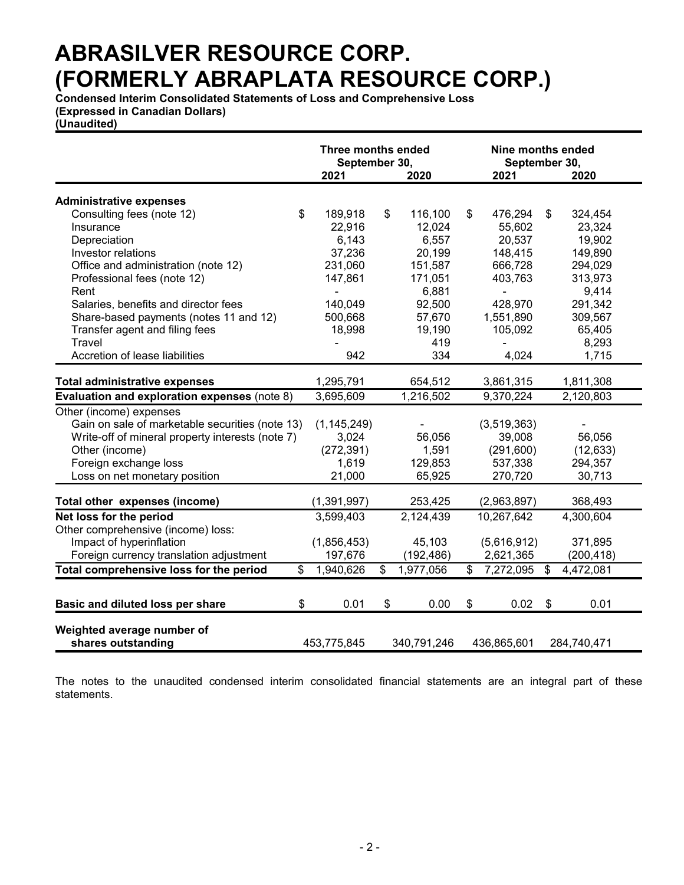# ABRASILVER RESOURCE CORP.
# (FORMERLY ABRAPLATA RESOURCE CORP.)

**Condensed Interim Consolidated Statements of Loss and Comprehensive Loss**
**(Expressed in Canadian Dollars)**
**(Unaudited)**

| | Three months ended September 30, | | Nine months ended September 30, | |
|---|---|---|---|---|
| | **2021** | **2020** | **2021** | **2020** |
| **Administrative expenses** | | | | |
| Consulting fees (note 12) | $ 189,918 | $ 116,100 | $ 476,294 | $ 324,454 |
| Insurance | 22,916 | 12,024 | 55,602 | 23,324 |
| Depreciation | 6,143 | 6,557 | 20,537 | 19,902 |
| Investor relations | 37,236 | 20,199 | 148,415 | 149,890 |
| Office and administration (note 12) | 231,060 | 151,587 | 666,728 | 294,029 |
| Professional fees (note 12) | 147,861 | 171,051 | 403,763 | 313,973 |
| Rent | - | 6,881 | - | 9,414 |
| Salaries, benefits and director fees | 140,049 | 92,500 | 428,970 | 291,342 |
| Share-based payments (notes 11 and 12) | 500,668 | 57,670 | 1,551,890 | 309,567 |
| Transfer agent and filing fees | 18,998 | 19,190 | 105,092 | 65,405 |
| Travel | - | 419 | - | 8,293 |
| Accretion of lease liabilities | 942 | 334 | 4,024 | 1,715 |
| **Total administrative expenses** | 1,295,791 | 654,512 | 3,861,315 | 1,811,308 |
| **Evaluation and exploration expenses** (note 8) | 3,695,609 | 1,216,502 | 9,370,224 | 2,120,803 |
| Other (income) expenses | | | | |
| Gain on sale of marketable securities (note 13) | (1,145,249) | - | (3,519,363) | - |
| Write-off of mineral property interests (note 7) | 3,024 | 56,056 | 39,008 | 56,056 |
| Other (income) | (272,391) | 1,591 | (291,600) | (12,633) |
| Foreign exchange loss | 1,619 | 129,853 | 537,338 | 294,357 |
| Loss on net monetary position | 21,000 | 65,925 | 270,720 | 30,713 |
| **Total other expenses (income)** | (1,391,997) | 253,425 | (2,963,897) | 368,493 |
| **Net loss for the period** | 3,599,403 | 2,124,439 | 10,267,642 | 4,300,604 |
| Other comprehensive (income) loss: | | | | |
| Impact of hyperinflation | (1,856,453) | 45,103 | (5,616,912) | 371,895 |
| Foreign currency translation adjustment | 197,676 | (192,486) | 2,621,365 | (200,418) |
| **Total comprehensive loss for the period** | $ 1,940,626 | $ 1,977,056 | $ 7,272,095 | $ 4,472,081 |
| **Basic and diluted loss per share** | $ 0.01 | $ 0.00 | $ 0.02 | $ 0.01 |
| **Weighted average number of shares outstanding** | 453,775,845 | 340,791,246 | 436,865,601 | 284,740,471 |

The notes to the unaudited condensed interim consolidated financial statements are an integral part of these statements.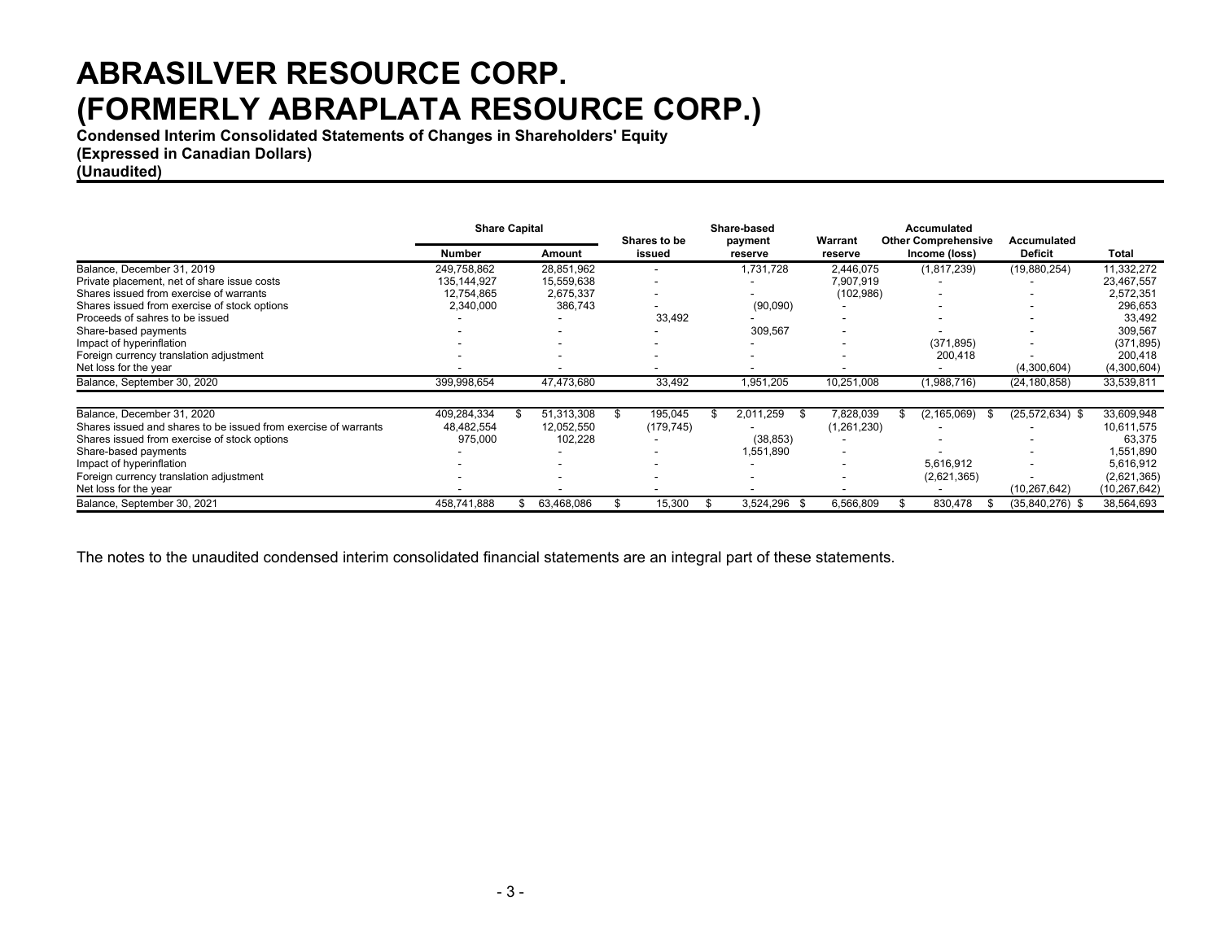# ABRASILVER RESOURCE CORP.
# (FORMERLY ABRAPLATA RESOURCE CORP.)

**Condensed Interim Consolidated Statements of Changes in Shareholders' Equity**
**(Expressed in Canadian Dollars)**
**(Unaudited)**

| | Share Capital | | Shares to be issued | Share-based payment reserve | Warrant reserve | Accumulated Other Comprehensive Income (loss) | Accumulated Deficit | Total |
|---|---|---|---|---|---|---|---|---|
| | Number | Amount | | | | | | |
| Balance, December 31, 2019 | 249,758,862 | 28,851,962 | - | 1,731,728 | 2,446,075 | (1,817,239) | (19,880,254) | 11,332,272 |
| Private placement, net of share issue costs | 135,144,927 | 15,559,638 | - | - | 7,907,919 | - | - | 23,467,557 |
| Shares issued from exercise of warrants | 12,754,865 | 2,675,337 | - | - | (102,986) | - | - | 2,572,351 |
| Shares issued from exercise of stock options | 2,340,000 | 386,743 | - | (90,090) | - | - | - | 296,653 |
| Proceeds of sahres to be issued | - | - | 33,492 | - | - | - | - | 33,492 |
| Share-based payments | - | - | - | 309,567 | - | - | - | 309,567 |
| Impact of hyperinflation | - | - | - | - | - | (371,895) | - | (371,895) |
| Foreign currency translation adjustment | - | - | - | - | - | 200,418 | - | 200,418 |
| Net loss for the year | - | - | - | - | - | - | (4,300,604) | (4,300,604) |
| Balance, September 30, 2020 | 399,998,654 | 47,473,680 | 33,492 | 1,951,205 | 10,251,008 | (1,988,716) | (24,180,858) | 33,539,811 |
| | | | | | | | | |
| Balance, December 31, 2020 | 409,284,334 | $ 51,313,308 | $ 195,045 | $ 2,011,259 | $ 7,828,039 | $ (2,165,069) | $ (25,572,634) | $ 33,609,948 |
| Shares issued and shares to be issued from exercise of warrants | 48,482,554 | 12,052,550 | (179,745) | - | (1,261,230) | - | - | 10,611,575 |
| Shares issued from exercise of stock options | 975,000 | 102,228 | - | (38,853) | - | - | - | 63,375 |
| Share-based payments | - | - | - | 1,551,890 | - | - | - | 1,551,890 |
| Impact of hyperinflation | - | - | - | - | - | 5,616,912 | - | 5,616,912 |
| Foreign currency translation adjustment | - | - | - | - | - | (2,621,365) | - | (2,621,365) |
| Net loss for the year | - | - | - | - | - | - | (10,267,642) | (10,267,642) |
| Balance, September 30, 2021 | 458,741,888 | $ 63,468,086 | $ 15,300 | $ 3,524,296 | $ 6,566,809 | $ 830,478 | $ (35,840,276) | $ 38,564,693 |

The notes to the unaudited condensed interim consolidated financial statements are an integral part of these statements.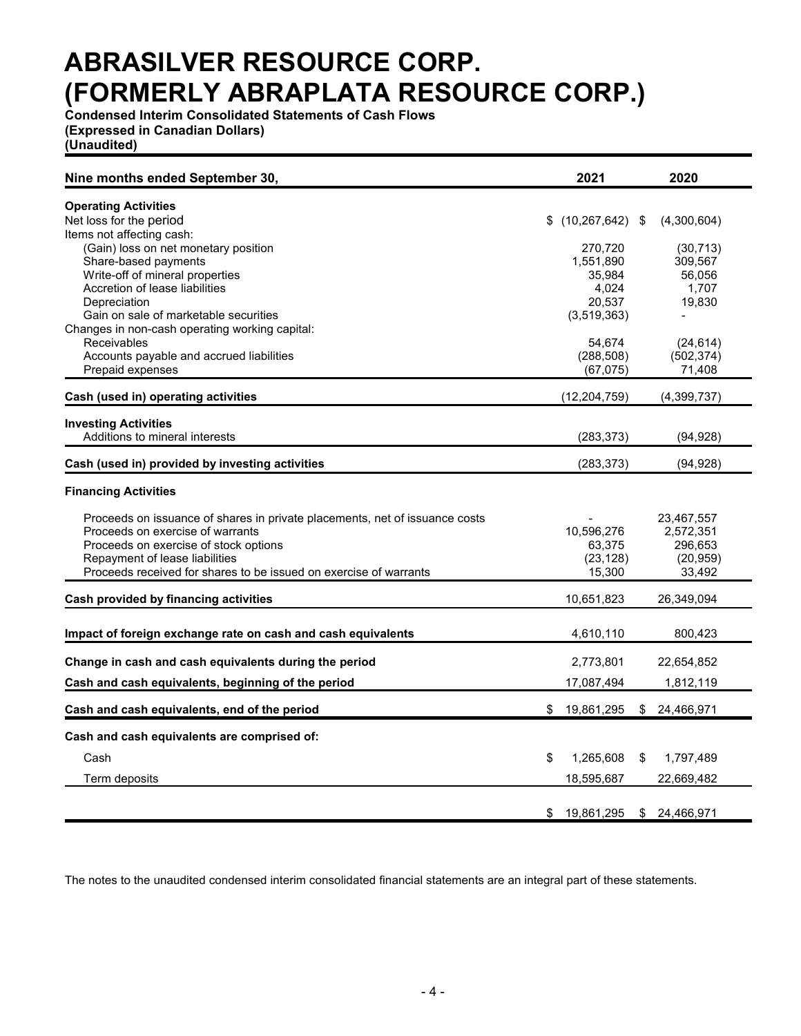# ABRASILVER RESOURCE CORP.
# (FORMERLY ABRAPLATA RESOURCE CORP.)

**Condensed Interim Consolidated Statements of Cash Flows**
**(Expressed in Canadian Dollars)**
**(Unaudited)**

| Nine months ended September 30, | 2021 | 2020 |
|---|---|---|
| **Operating Activities** | | |
| Net loss for the period | $ (10,267,642) | $ (4,300,604) |
| Items not affecting cash: | | |
| (Gain) loss on net monetary position | 270,720 | (30,713) |
| Share-based payments | 1,551,890 | 309,567 |
| Write-off of mineral properties | 35,984 | 56,056 |
| Accretion of lease liabilities | 4,024 | 1,707 |
| Depreciation | 20,537 | 19,830 |
| Gain on sale of marketable securities | (3,519,363) | - |
| Changes in non-cash operating working capital: | | |
| Receivables | 54,674 | (24,614) |
| Accounts payable and accrued liabilities | (288,508) | (502,374) |
| Prepaid expenses | (67,075) | 71,408 |
| **Cash (used in) operating activities** | (12,204,759) | (4,399,737) |
| **Investing Activities** | | |
| Additions to mineral interests | (283,373) | (94,928) |
| **Cash (used in) provided by investing activities** | (283,373) | (94,928) |
| **Financing Activities** | | |
| Proceeds on issuance of shares in private placements, net of issuance costs | - | 23,467,557 |
| Proceeds on exercise of warrants | 10,596,276 | 2,572,351 |
| Proceeds on exercise of stock options | 63,375 | 296,653 |
| Repayment of lease liabilities | (23,128) | (20,959) |
| Proceeds received for shares to be issued on exercise of warrants | 15,300 | 33,492 |
| **Cash provided by financing activities** | 10,651,823 | 26,349,094 |
| **Impact of foreign exchange rate on cash and cash equivalents** | 4,610,110 | 800,423 |
| **Change in cash and cash equivalents during the period** | 2,773,801 | 22,654,852 |
| **Cash and cash equivalents, beginning of the period** | 17,087,494 | 1,812,119 |
| **Cash and cash equivalents, end of the period** | $ 19,861,295 | $ 24,466,971 |
| **Cash and cash equivalents are comprised of:** | | |
| Cash | $ 1,265,608 | $ 1,797,489 |
| Term deposits | 18,595,687 | 22,669,482 |
| | $ 19,861,295 | $ 24,466,971 |

The notes to the unaudited condensed interim consolidated financial statements are an integral part of these statements.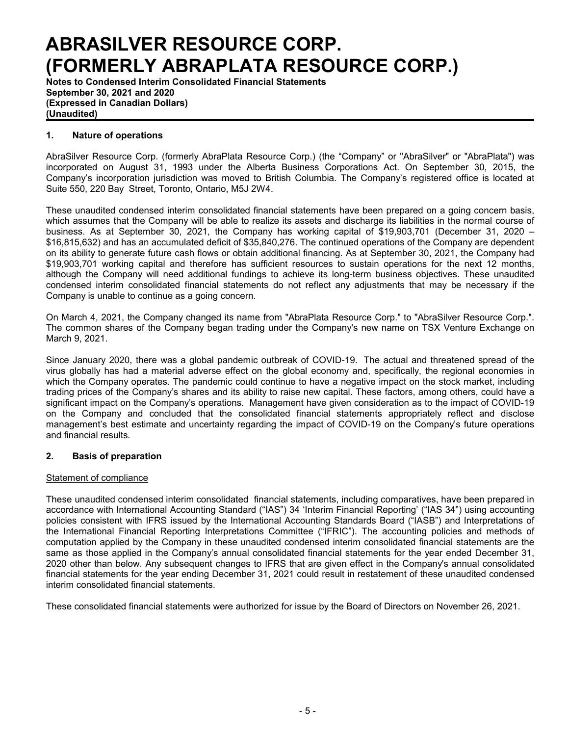## 1. Nature of operations

AbraSilver Resource Corp. (formerly AbraPlata Resource Corp.) (the "Company" or "AbraSilver" or "AbraPlata") was incorporated on August 31, 1993 under the Alberta Business Corporations Act. On September 30, 2015, the Company's incorporation jurisdiction was moved to British Columbia. The Company's registered office is located at Suite 550, 220 Bay Street, Toronto, Ontario, M5J 2W4.

These unaudited condensed interim consolidated financial statements have been prepared on a going concern basis, which assumes that the Company will be able to realize its assets and discharge its liabilities in the normal course of business. As at September 30, 2021, the Company has working capital of $19,903,701 (December 31, 2020 – $16,815,632) and has an accumulated deficit of $35,840,276. The continued operations of the Company are dependent on its ability to generate future cash flows or obtain additional financing. As at September 30, 2021, the Company had $19,903,701 working capital and therefore has sufficient resources to sustain operations for the next 12 months, although the Company will need additional fundings to achieve its long-term business objectives. These unaudited condensed interim consolidated financial statements do not reflect any adjustments that may be necessary if the Company is unable to continue as a going concern.

On March 4, 2021, the Company changed its name from "AbraPlata Resource Corp." to "AbraSilver Resource Corp.". The common shares of the Company began trading under the Company's new name on TSX Venture Exchange on March 9, 2021.

Since January 2020, there was a global pandemic outbreak of COVID-19. The actual and threatened spread of the virus globally has had a material adverse effect on the global economy and, specifically, the regional economies in which the Company operates. The pandemic could continue to have a negative impact on the stock market, including trading prices of the Company's shares and its ability to raise new capital. These factors, among others, could have a significant impact on the Company's operations. Management have given consideration as to the impact of COVID-19 on the Company and concluded that the consolidated financial statements appropriately reflect and disclose management's best estimate and uncertainty regarding the impact of COVID-19 on the Company's future operations and financial results.

## 2. Basis of preparation

Statement of compliance

These unaudited condensed interim consolidated financial statements, including comparatives, have been prepared in accordance with International Accounting Standard ("IAS") 34 'Interim Financial Reporting' ("IAS 34") using accounting policies consistent with IFRS issued by the International Accounting Standards Board ("IASB") and Interpretations of the International Financial Reporting Interpretations Committee ("IFRIC"). The accounting policies and methods of computation applied by the Company in these unaudited condensed interim consolidated financial statements are the same as those applied in the Company's annual consolidated financial statements for the year ended December 31, 2020 other than below. Any subsequent changes to IFRS that are given effect in the Company's annual consolidated financial statements for the year ending December 31, 2021 could result in restatement of these unaudited condensed interim consolidated financial statements.

These consolidated financial statements were authorized for issue by the Board of Directors on November 26, 2021.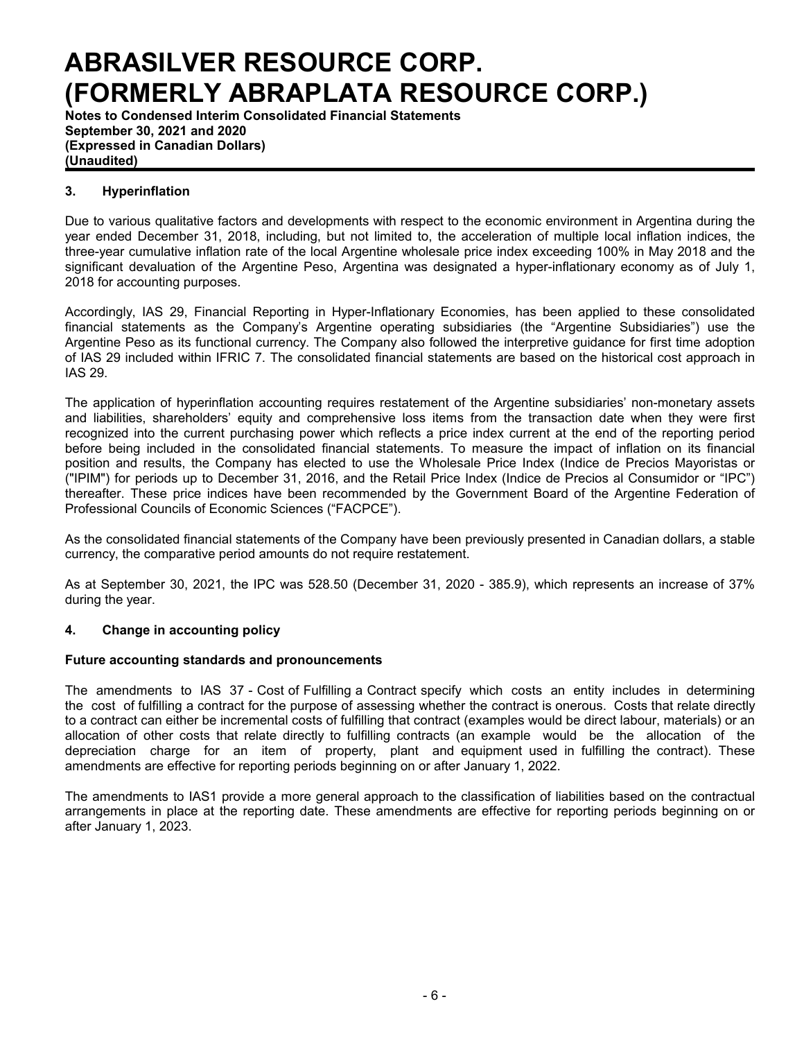## 3. Hyperinflation

Due to various qualitative factors and developments with respect to the economic environment in Argentina during the year ended December 31, 2018, including, but not limited to, the acceleration of multiple local inflation indices, the three-year cumulative inflation rate of the local Argentine wholesale price index exceeding 100% in May 2018 and the significant devaluation of the Argentine Peso, Argentina was designated a hyper-inflationary economy as of July 1, 2018 for accounting purposes.

Accordingly, IAS 29, Financial Reporting in Hyper-Inflationary Economies, has been applied to these consolidated financial statements as the Company's Argentine operating subsidiaries (the "Argentine Subsidiaries") use the Argentine Peso as its functional currency. The Company also followed the interpretive guidance for first time adoption of IAS 29 included within IFRIC 7. The consolidated financial statements are based on the historical cost approach in IAS 29.

The application of hyperinflation accounting requires restatement of the Argentine subsidiaries' non-monetary assets and liabilities, shareholders' equity and comprehensive loss items from the transaction date when they were first recognized into the current purchasing power which reflects a price index current at the end of the reporting period before being included in the consolidated financial statements. To measure the impact of inflation on its financial position and results, the Company has elected to use the Wholesale Price Index (Indice de Precios Mayoristas or ("IPIM") for periods up to December 31, 2016, and the Retail Price Index (Indice de Precios al Consumidor or "IPC") thereafter. These price indices have been recommended by the Government Board of the Argentine Federation of Professional Councils of Economic Sciences ("FACPCE").

As the consolidated financial statements of the Company have been previously presented in Canadian dollars, a stable currency, the comparative period amounts do not require restatement.

As at September 30, 2021, the IPC was 528.50 (December 31, 2020 - 385.9), which represents an increase of 37% during the year.

## 4. Change in accounting policy

### Future accounting standards and pronouncements

The amendments to IAS 37 - Cost of Fulfilling a Contract specify which costs an entity includes in determining the cost of fulfilling a contract for the purpose of assessing whether the contract is onerous. Costs that relate directly to a contract can either be incremental costs of fulfilling that contract (examples would be direct labour, materials) or an allocation of other costs that relate directly to fulfilling contracts (an example would be the allocation of the depreciation charge for an item of property, plant and equipment used in fulfilling the contract). These amendments are effective for reporting periods beginning on or after January 1, 2022.

The amendments to IAS1 provide a more general approach to the classification of liabilities based on the contractual arrangements in place at the reporting date. These amendments are effective for reporting periods beginning on or after January 1, 2023.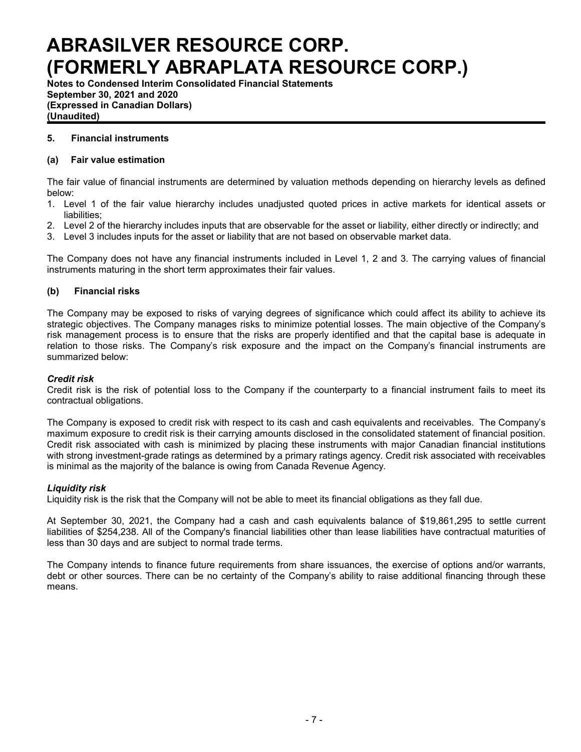## 5. Financial instruments

### (a) Fair value estimation

The fair value of financial instruments are determined by valuation methods depending on hierarchy levels as defined below:

1. Level 1 of the fair value hierarchy includes unadjusted quoted prices in active markets for identical assets or liabilities;
2. Level 2 of the hierarchy includes inputs that are observable for the asset or liability, either directly or indirectly; and
3. Level 3 includes inputs for the asset or liability that are not based on observable market data.

The Company does not have any financial instruments included in Level 1, 2 and 3. The carrying values of financial instruments maturing in the short term approximates their fair values.

### (b) Financial risks

The Company may be exposed to risks of varying degrees of significance which could affect its ability to achieve its strategic objectives. The Company manages risks to minimize potential losses. The main objective of the Company's risk management process is to ensure that the risks are properly identified and that the capital base is adequate in relation to those risks. The Company's risk exposure and the impact on the Company's financial instruments are summarized below:

***Credit risk***

Credit risk is the risk of potential loss to the Company if the counterparty to a financial instrument fails to meet its contractual obligations.

The Company is exposed to credit risk with respect to its cash and cash equivalents and receivables. The Company's maximum exposure to credit risk is their carrying amounts disclosed in the consolidated statement of financial position. Credit risk associated with cash is minimized by placing these instruments with major Canadian financial institutions with strong investment-grade ratings as determined by a primary ratings agency. Credit risk associated with receivables is minimal as the majority of the balance is owing from Canada Revenue Agency.

***Liquidity risk***

Liquidity risk is the risk that the Company will not be able to meet its financial obligations as they fall due.

At September 30, 2021, the Company had a cash and cash equivalents balance of $19,861,295 to settle current liabilities of $254,238. All of the Company's financial liabilities other than lease liabilities have contractual maturities of less than 30 days and are subject to normal trade terms.

The Company intends to finance future requirements from share issuances, the exercise of options and/or warrants, debt or other sources. There can be no certainty of the Company's ability to raise additional financing through these means.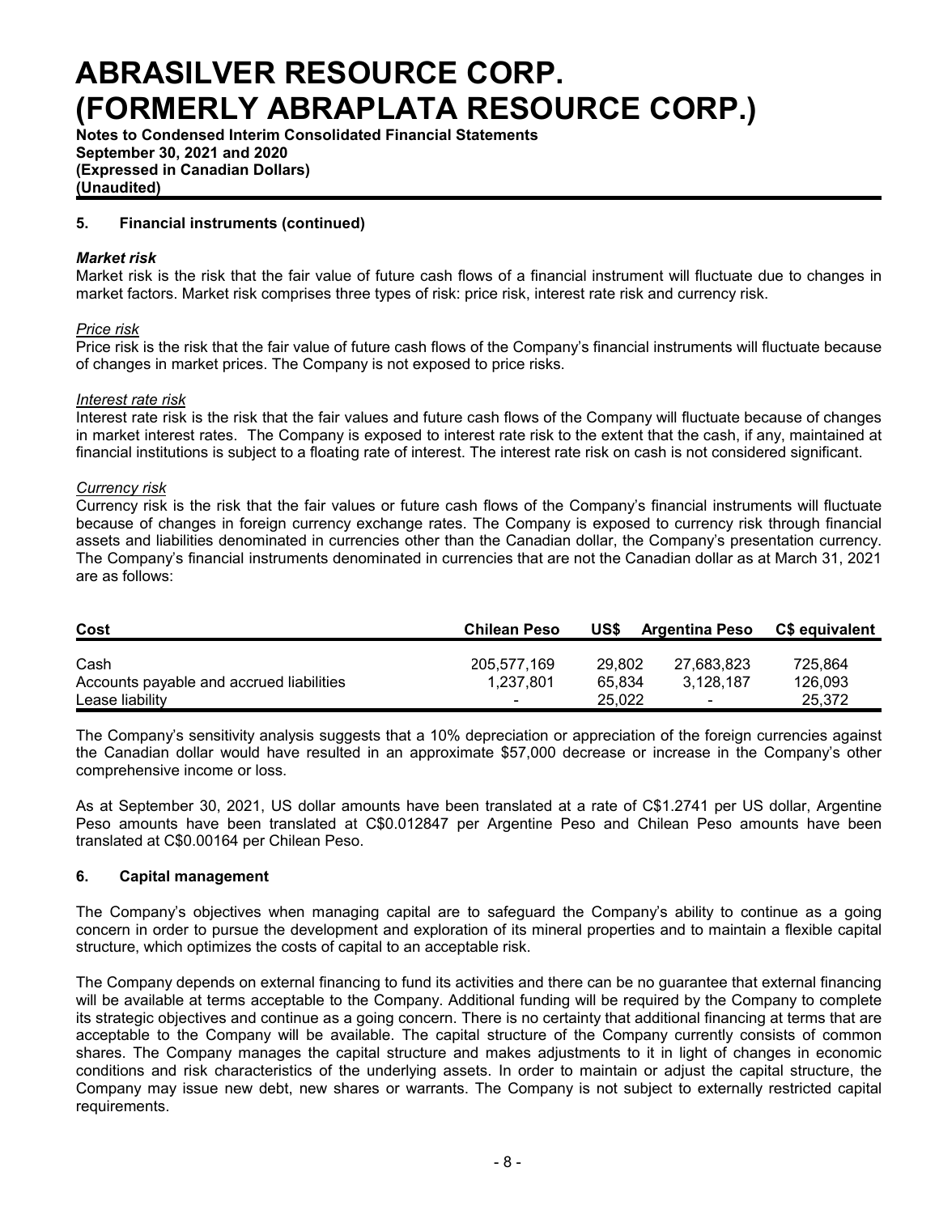## 5. Financial instruments (continued)

### *Market risk*

Market risk is the risk that the fair value of future cash flows of a financial instrument will fluctuate due to changes in market factors. Market risk comprises three types of risk: price risk, interest rate risk and currency risk.

*Price risk*

Price risk is the risk that the fair value of future cash flows of the Company's financial instruments will fluctuate because of changes in market prices. The Company is not exposed to price risks.

*Interest rate risk*

Interest rate risk is the risk that the fair values and future cash flows of the Company will fluctuate because of changes in market interest rates. The Company is exposed to interest rate risk to the extent that the cash, if any, maintained at financial institutions is subject to a floating rate of interest. The interest rate risk on cash is not considered significant.

*Currency risk*

Currency risk is the risk that the fair values or future cash flows of the Company's financial instruments will fluctuate because of changes in foreign currency exchange rates. The Company is exposed to currency risk through financial assets and liabilities denominated in currencies other than the Canadian dollar, the Company's presentation currency. The Company's financial instruments denominated in currencies that are not the Canadian dollar as at March 31, 2021 are as follows:

| Cost | Chilean Peso | US$ | Argentina Peso | C$ equivalent |
|---|---|---|---|---|
| Cash | 205,577,169 | 29,802 | 27,683,823 | 725,864 |
| Accounts payable and accrued liabilities | 1,237,801 | 65,834 | 3,128,187 | 126,093 |
| Lease liability | - | 25,022 | - | 25,372 |

The Company's sensitivity analysis suggests that a 10% depreciation or appreciation of the foreign currencies against the Canadian dollar would have resulted in an approximate $57,000 decrease or increase in the Company's other comprehensive income or loss.

As at September 30, 2021, US dollar amounts have been translated at a rate of C$1.2741 per US dollar, Argentine Peso amounts have been translated at C$0.012847 per Argentine Peso and Chilean Peso amounts have been translated at C$0.00164 per Chilean Peso.

## 6. Capital management

The Company's objectives when managing capital are to safeguard the Company's ability to continue as a going concern in order to pursue the development and exploration of its mineral properties and to maintain a flexible capital structure, which optimizes the costs of capital to an acceptable risk.

The Company depends on external financing to fund its activities and there can be no guarantee that external financing will be available at terms acceptable to the Company. Additional funding will be required by the Company to complete its strategic objectives and continue as a going concern. There is no certainty that additional financing at terms that are acceptable to the Company will be available. The capital structure of the Company currently consists of common shares. The Company manages the capital structure and makes adjustments to it in light of changes in economic conditions and risk characteristics of the underlying assets. In order to maintain or adjust the capital structure, the Company may issue new debt, new shares or warrants. The Company is not subject to externally restricted capital requirements.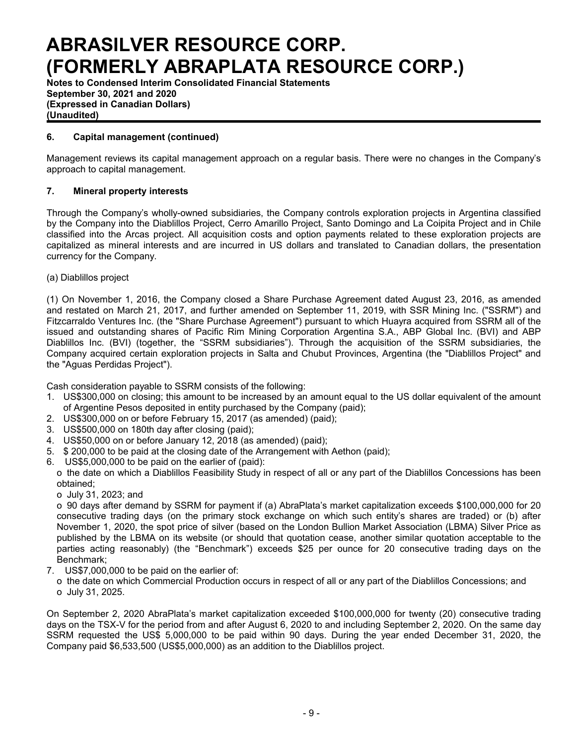## 6. Capital management (continued)

Management reviews its capital management approach on a regular basis. There were no changes in the Company's approach to capital management.

## 7. Mineral property interests

Through the Company's wholly-owned subsidiaries, the Company controls exploration projects in Argentina classified by the Company into the Diablillos Project, Cerro Amarillo Project, Santo Domingo and La Coipita Project and in Chile classified into the Arcas project. All acquisition costs and option payments related to these exploration projects are capitalized as mineral interests and are incurred in US dollars and translated to Canadian dollars, the presentation currency for the Company.

(a) Diablillos project

(1) On November 1, 2016, the Company closed a Share Purchase Agreement dated August 23, 2016, as amended and restated on March 21, 2017, and further amended on September 11, 2019, with SSR Mining Inc. ("SSRM") and Fitzcarraldo Ventures Inc. (the "Share Purchase Agreement") pursuant to which Huayra acquired from SSRM all of the issued and outstanding shares of Pacific Rim Mining Corporation Argentina S.A., ABP Global Inc. (BVI) and ABP Diablillos Inc. (BVI) (together, the "SSRM subsidiaries"). Through the acquisition of the SSRM subsidiaries, the Company acquired certain exploration projects in Salta and Chubut Provinces, Argentina (the "Diablillos Project" and the "Aguas Perdidas Project").

Cash consideration payable to SSRM consists of the following:

1. US$300,000 on closing; this amount to be increased by an amount equal to the US dollar equivalent of the amount of Argentine Pesos deposited in entity purchased by the Company (paid);
2. US$300,000 on or before February 15, 2017 (as amended) (paid);
3. US$500,000 on 180th day after closing (paid);
4. US$50,000 on or before January 12, 2018 (as amended) (paid);
5. $ 200,000 to be paid at the closing date of the Arrangement with Aethon (paid);
6. US$5,000,000 to be paid on the earlier of (paid):
   - the date on which a Diablillos Feasibility Study in respect of all or any part of the Diablillos Concessions has been obtained;
   - July 31, 2023; and
   - 90 days after demand by SSRM for payment if (a) AbraPlata's market capitalization exceeds $100,000,000 for 20 consecutive trading days (on the primary stock exchange on which such entity's shares are traded) or (b) after November 1, 2020, the spot price of silver (based on the London Bullion Market Association (LBMA) Silver Price as published by the LBMA on its website (or should that quotation cease, another similar quotation acceptable to the parties acting reasonably) (the "Benchmark") exceeds $25 per ounce for 20 consecutive trading days on the Benchmark;
7. US$7,000,000 to be paid on the earlier of:
   - the date on which Commercial Production occurs in respect of all or any part of the Diablillos Concessions; and
   - July 31, 2025.

On September 2, 2020 AbraPlata's market capitalization exceeded $100,000,000 for twenty (20) consecutive trading days on the TSX-V for the period from and after August 6, 2020 to and including September 2, 2020. On the same day SSRM requested the US$ 5,000,000 to be paid within 90 days. During the year ended December 31, 2020, the Company paid $6,533,500 (US$5,000,000) as an addition to the Diablillos project.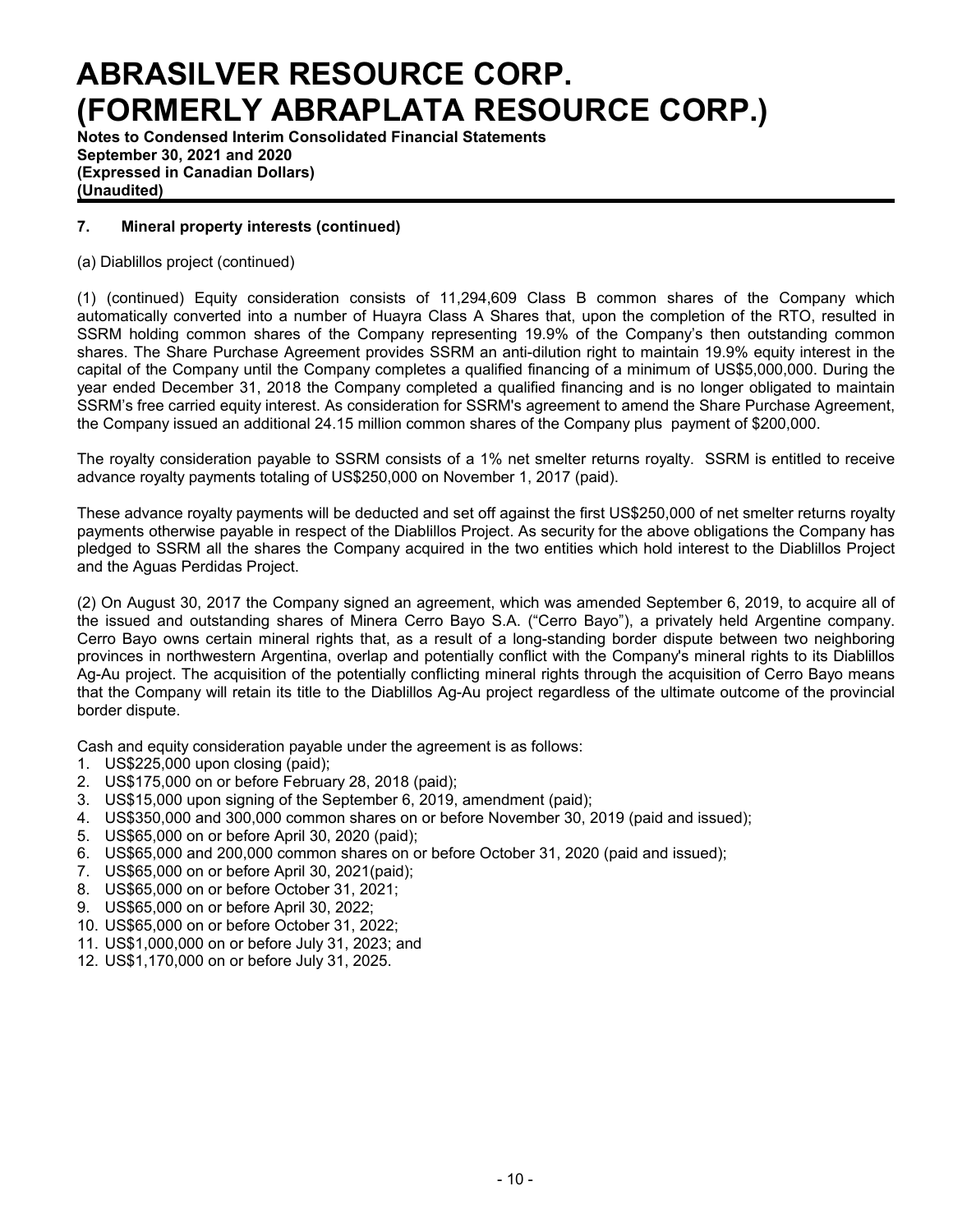## 7. Mineral property interests (continued)

(a) Diablillos project (continued)

(1) (continued) Equity consideration consists of 11,294,609 Class B common shares of the Company which automatically converted into a number of Huayra Class A Shares that, upon the completion of the RTO, resulted in SSRM holding common shares of the Company representing 19.9% of the Company's then outstanding common shares. The Share Purchase Agreement provides SSRM an anti-dilution right to maintain 19.9% equity interest in the capital of the Company until the Company completes a qualified financing of a minimum of US$5,000,000. During the year ended December 31, 2018 the Company completed a qualified financing and is no longer obligated to maintain SSRM's free carried equity interest. As consideration for SSRM's agreement to amend the Share Purchase Agreement, the Company issued an additional 24.15 million common shares of the Company plus payment of $200,000.

The royalty consideration payable to SSRM consists of a 1% net smelter returns royalty. SSRM is entitled to receive advance royalty payments totaling of US$250,000 on November 1, 2017 (paid).

These advance royalty payments will be deducted and set off against the first US$250,000 of net smelter returns royalty payments otherwise payable in respect of the Diablillos Project. As security for the above obligations the Company has pledged to SSRM all the shares the Company acquired in the two entities which hold interest to the Diablillos Project and the Aguas Perdidas Project.

(2) On August 30, 2017 the Company signed an agreement, which was amended September 6, 2019, to acquire all of the issued and outstanding shares of Minera Cerro Bayo S.A. ("Cerro Bayo"), a privately held Argentine company. Cerro Bayo owns certain mineral rights that, as a result of a long-standing border dispute between two neighboring provinces in northwestern Argentina, overlap and potentially conflict with the Company's mineral rights to its Diablillos Ag-Au project. The acquisition of the potentially conflicting mineral rights through the acquisition of Cerro Bayo means that the Company will retain its title to the Diablillos Ag-Au project regardless of the ultimate outcome of the provincial border dispute.

Cash and equity consideration payable under the agreement is as follows:

1. US$225,000 upon closing (paid);
2. US$175,000 on or before February 28, 2018 (paid);
3. US$15,000 upon signing of the September 6, 2019, amendment (paid);
4. US$350,000 and 300,000 common shares on or before November 30, 2019 (paid and issued);
5. US$65,000 on or before April 30, 2020 (paid);
6. US$65,000 and 200,000 common shares on or before October 31, 2020 (paid and issued);
7. US$65,000 on or before April 30, 2021(paid);
8. US$65,000 on or before October 31, 2021;
9. US$65,000 on or before April 30, 2022;
10. US$65,000 on or before October 31, 2022;
11. US$1,000,000 on or before July 31, 2023; and
12. US$1,170,000 on or before July 31, 2025.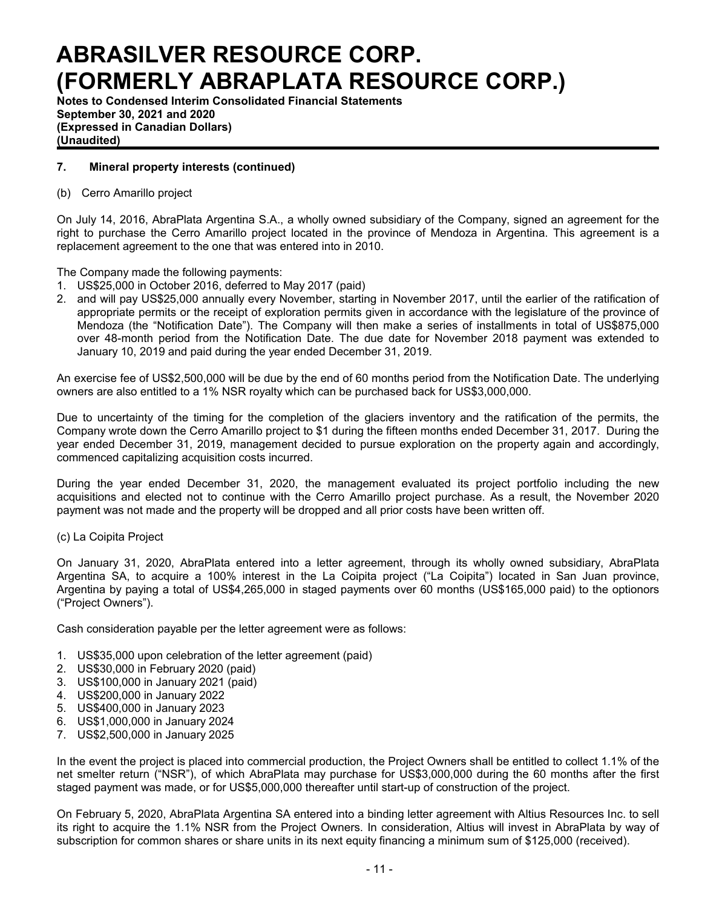## 7. Mineral property interests (continued)

(b) Cerro Amarillo project

On July 14, 2016, AbraPlata Argentina S.A., a wholly owned subsidiary of the Company, signed an agreement for the right to purchase the Cerro Amarillo project located in the province of Mendoza in Argentina. This agreement is a replacement agreement to the one that was entered into in 2010.

The Company made the following payments:

1. US$25,000 in October 2016, deferred to May 2017 (paid)
2. and will pay US$25,000 annually every November, starting in November 2017, until the earlier of the ratification of appropriate permits or the receipt of exploration permits given in accordance with the legislature of the province of Mendoza (the "Notification Date"). The Company will then make a series of installments in total of US$875,000 over 48-month period from the Notification Date. The due date for November 2018 payment was extended to January 10, 2019 and paid during the year ended December 31, 2019.

An exercise fee of US$2,500,000 will be due by the end of 60 months period from the Notification Date. The underlying owners are also entitled to a 1% NSR royalty which can be purchased back for US$3,000,000.

Due to uncertainty of the timing for the completion of the glaciers inventory and the ratification of the permits, the Company wrote down the Cerro Amarillo project to $1 during the fifteen months ended December 31, 2017. During the year ended December 31, 2019, management decided to pursue exploration on the property again and accordingly, commenced capitalizing acquisition costs incurred.

During the year ended December 31, 2020, the management evaluated its project portfolio including the new acquisitions and elected not to continue with the Cerro Amarillo project purchase. As a result, the November 2020 payment was not made and the property will be dropped and all prior costs have been written off.

(c) La Coipita Project

On January 31, 2020, AbraPlata entered into a letter agreement, through its wholly owned subsidiary, AbraPlata Argentina SA, to acquire a 100% interest in the La Coipita project ("La Coipita") located in San Juan province, Argentina by paying a total of US$4,265,000 in staged payments over 60 months (US$165,000 paid) to the optionors ("Project Owners").

Cash consideration payable per the letter agreement were as follows:

1. US$35,000 upon celebration of the letter agreement (paid)
2. US$30,000 in February 2020 (paid)
3. US$100,000 in January 2021 (paid)
4. US$200,000 in January 2022
5. US$400,000 in January 2023
6. US$1,000,000 in January 2024
7. US$2,500,000 in January 2025

In the event the project is placed into commercial production, the Project Owners shall be entitled to collect 1.1% of the net smelter return ("NSR"), of which AbraPlata may purchase for US$3,000,000 during the 60 months after the first staged payment was made, or for US$5,000,000 thereafter until start-up of construction of the project.

On February 5, 2020, AbraPlata Argentina SA entered into a binding letter agreement with Altius Resources Inc. to sell its right to acquire the 1.1% NSR from the Project Owners. In consideration, Altius will invest in AbraPlata by way of subscription for common shares or share units in its next equity financing a minimum sum of $125,000 (received).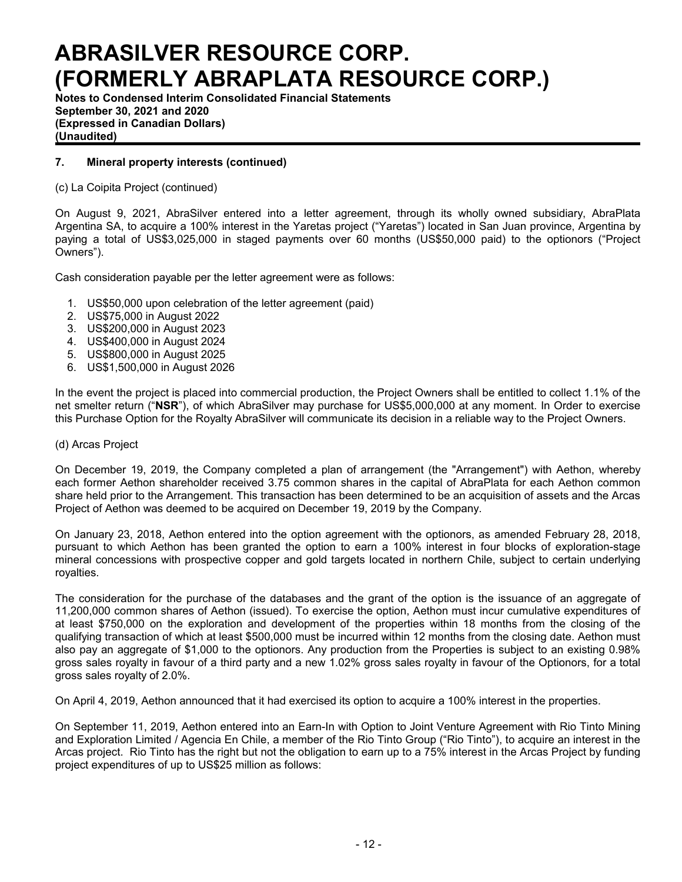## 7. Mineral property interests (continued)

(c) La Coipita Project (continued)

On August 9, 2021, AbraSilver entered into a letter agreement, through its wholly owned subsidiary, AbraPlata Argentina SA, to acquire a 100% interest in the Yaretas project ("Yaretas") located in San Juan province, Argentina by paying a total of US$3,025,000 in staged payments over 60 months (US$50,000 paid) to the optionors ("Project Owners").

Cash consideration payable per the letter agreement were as follows:

1. US$50,000 upon celebration of the letter agreement (paid)
2. US$75,000 in August 2022
3. US$200,000 in August 2023
4. US$400,000 in August 2024
5. US$800,000 in August 2025
6. US$1,500,000 in August 2026

In the event the project is placed into commercial production, the Project Owners shall be entitled to collect 1.1% of the net smelter return ("**NSR**"), of which AbraSilver may purchase for US$5,000,000 at any moment. In Order to exercise this Purchase Option for the Royalty AbraSilver will communicate its decision in a reliable way to the Project Owners.

(d) Arcas Project

On December 19, 2019, the Company completed a plan of arrangement (the "Arrangement") with Aethon, whereby each former Aethon shareholder received 3.75 common shares in the capital of AbraPlata for each Aethon common share held prior to the Arrangement. This transaction has been determined to be an acquisition of assets and the Arcas Project of Aethon was deemed to be acquired on December 19, 2019 by the Company.

On January 23, 2018, Aethon entered into the option agreement with the optionors, as amended February 28, 2018, pursuant to which Aethon has been granted the option to earn a 100% interest in four blocks of exploration-stage mineral concessions with prospective copper and gold targets located in northern Chile, subject to certain underlying royalties.

The consideration for the purchase of the databases and the grant of the option is the issuance of an aggregate of 11,200,000 common shares of Aethon (issued). To exercise the option, Aethon must incur cumulative expenditures of at least $750,000 on the exploration and development of the properties within 18 months from the closing of the qualifying transaction of which at least $500,000 must be incurred within 12 months from the closing date. Aethon must also pay an aggregate of $1,000 to the optionors. Any production from the Properties is subject to an existing 0.98% gross sales royalty in favour of a third party and a new 1.02% gross sales royalty in favour of the Optionors, for a total gross sales royalty of 2.0%.

On April 4, 2019, Aethon announced that it had exercised its option to acquire a 100% interest in the properties.

On September 11, 2019, Aethon entered into an Earn-In with Option to Joint Venture Agreement with Rio Tinto Mining and Exploration Limited / Agencia En Chile, a member of the Rio Tinto Group ("Rio Tinto"), to acquire an interest in the Arcas project. Rio Tinto has the right but not the obligation to earn up to a 75% interest in the Arcas Project by funding project expenditures of up to US$25 million as follows: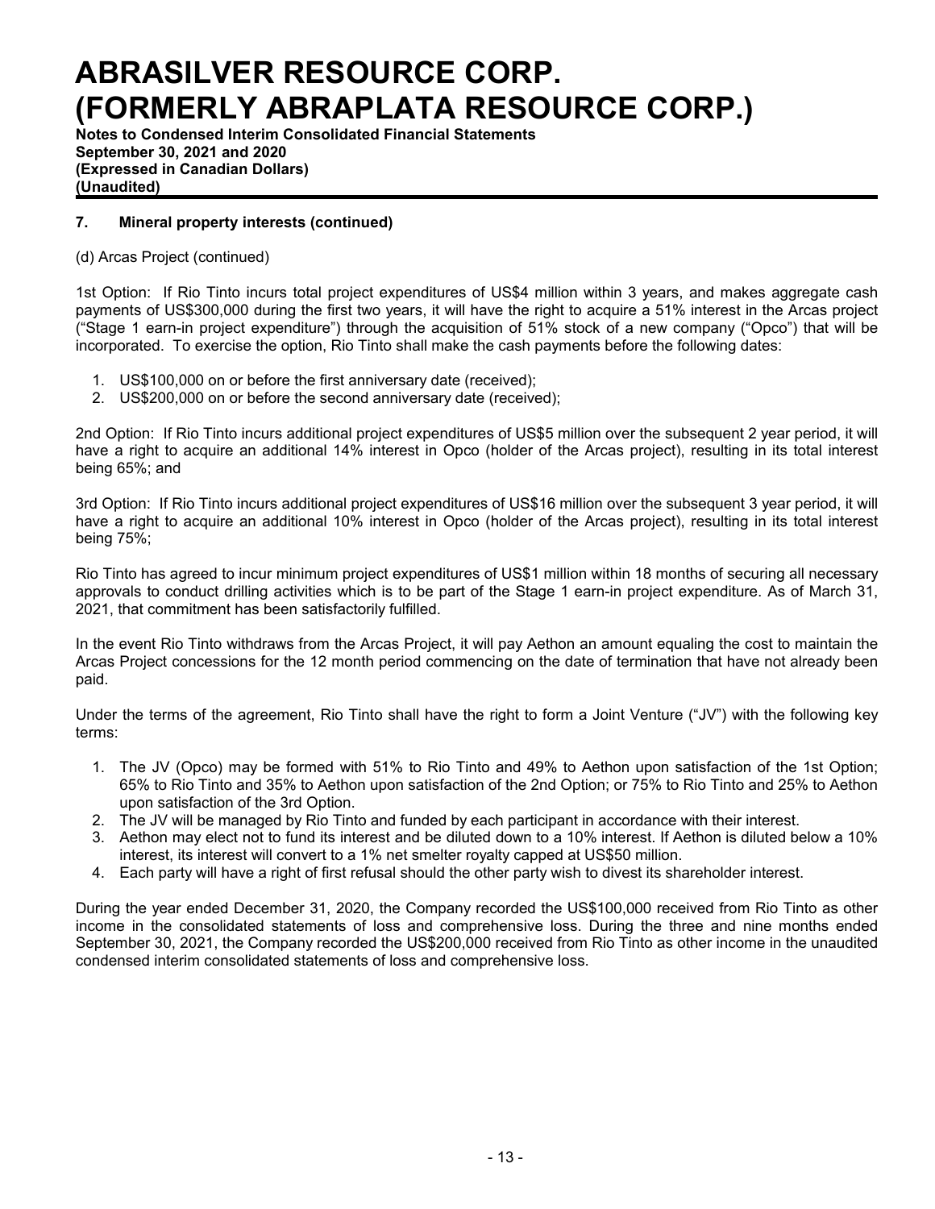## 7. Mineral property interests (continued)

(d) Arcas Project (continued)

1st Option: If Rio Tinto incurs total project expenditures of US$4 million within 3 years, and makes aggregate cash payments of US$300,000 during the first two years, it will have the right to acquire a 51% interest in the Arcas project ("Stage 1 earn-in project expenditure") through the acquisition of 51% stock of a new company ("Opco") that will be incorporated. To exercise the option, Rio Tinto shall make the cash payments before the following dates:

1. US$100,000 on or before the first anniversary date (received);
2. US$200,000 on or before the second anniversary date (received);

2nd Option: If Rio Tinto incurs additional project expenditures of US$5 million over the subsequent 2 year period, it will have a right to acquire an additional 14% interest in Opco (holder of the Arcas project), resulting in its total interest being 65%; and

3rd Option: If Rio Tinto incurs additional project expenditures of US$16 million over the subsequent 3 year period, it will have a right to acquire an additional 10% interest in Opco (holder of the Arcas project), resulting in its total interest being 75%;

Rio Tinto has agreed to incur minimum project expenditures of US$1 million within 18 months of securing all necessary approvals to conduct drilling activities which is to be part of the Stage 1 earn-in project expenditure. As of March 31, 2021, that commitment has been satisfactorily fulfilled.

In the event Rio Tinto withdraws from the Arcas Project, it will pay Aethon an amount equaling the cost to maintain the Arcas Project concessions for the 12 month period commencing on the date of termination that have not already been paid.

Under the terms of the agreement, Rio Tinto shall have the right to form a Joint Venture ("JV") with the following key terms:

1. The JV (Opco) may be formed with 51% to Rio Tinto and 49% to Aethon upon satisfaction of the 1st Option; 65% to Rio Tinto and 35% to Aethon upon satisfaction of the 2nd Option; or 75% to Rio Tinto and 25% to Aethon upon satisfaction of the 3rd Option.
2. The JV will be managed by Rio Tinto and funded by each participant in accordance with their interest.
3. Aethon may elect not to fund its interest and be diluted down to a 10% interest. If Aethon is diluted below a 10% interest, its interest will convert to a 1% net smelter royalty capped at US$50 million.
4. Each party will have a right of first refusal should the other party wish to divest its shareholder interest.

During the year ended December 31, 2020, the Company recorded the US$100,000 received from Rio Tinto as other income in the consolidated statements of loss and comprehensive loss. During the three and nine months ended September 30, 2021, the Company recorded the US$200,000 received from Rio Tinto as other income in the unaudited condensed interim consolidated statements of loss and comprehensive loss.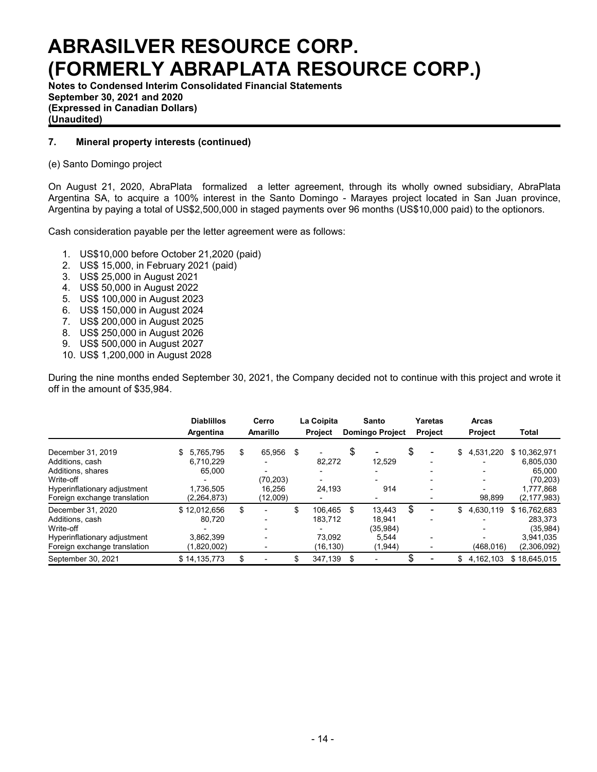## 7. Mineral property interests (continued)

(e) Santo Domingo project

On August 21, 2020, AbraPlata formalized a letter agreement, through its wholly owned subsidiary, AbraPlata Argentina SA, to acquire a 100% interest in the Santo Domingo - Marayes project located in San Juan province, Argentina by paying a total of US$2,500,000 in staged payments over 96 months (US$10,000 paid) to the optionors.

Cash consideration payable per the letter agreement were as follows:

1. US$10,000 before October 21,2020 (paid)
2. US$ 15,000, in February 2021 (paid)
3. US$ 25,000 in August 2021
4. US$ 50,000 in August 2022
5. US$ 100,000 in August 2023
6. US$ 150,000 in August 2024
7. US$ 200,000 in August 2025
8. US$ 250,000 in August 2026
9. US$ 500,000 in August 2027
10. US$ 1,200,000 in August 2028

During the nine months ended September 30, 2021, the Company decided not to continue with this project and wrote it off in the amount of $35,984.

| | Diablillos Argentina | Cerro Amarillo | La Coipita Project | Santo Domingo Project | Yaretas Project | Arcas Project | Total |
|---|---|---|---|---|---|---|---|
| December 31, 2019 | $ 5,765,795 | $ 65,956 | $ - | $ - | $ - | $ 4,531,220 | $ 10,362,971 |
| Additions, cash | 6,710,229 | - | 82,272 | 12,529 | - | - | 6,805,030 |
| Additions, shares | 65,000 | - | - | - | - | - | 65,000 |
| Write-off | - | (70,203) | - | - | - | - | (70,203) |
| Hyperinflationary adjustment | 1,736,505 | 16,256 | 24,193 | 914 | - | - | 1,777,868 |
| Foreign exchange translation | (2,264,873) | (12,009) | - | - | - | 98,899 | (2,177,983) |
| December 31, 2020 | $ 12,012,656 | $ - | $ 106,465 | $ 13,443 | $ - | $ 4,630,119 | $ 16,762,683 |
| Additions, cash | 80,720 | - | 183,712 | 18,941 | - | - | 283,373 |
| Write-off | - | - | - | (35,984) | | - | (35,984) |
| Hyperinflationary adjustment | 3,862,399 | - | 73,092 | 5,544 | - | - | 3,941,035 |
| Foreign exchange translation | (1,820,002) | - | (16,130) | (1,944) | - | (468,016) | (2,306,092) |
| September 30, 2021 | $ 14,135,773 | $ - | $ 347,139 | $ - | $ - | $ 4,162,103 | $ 18,645,015 |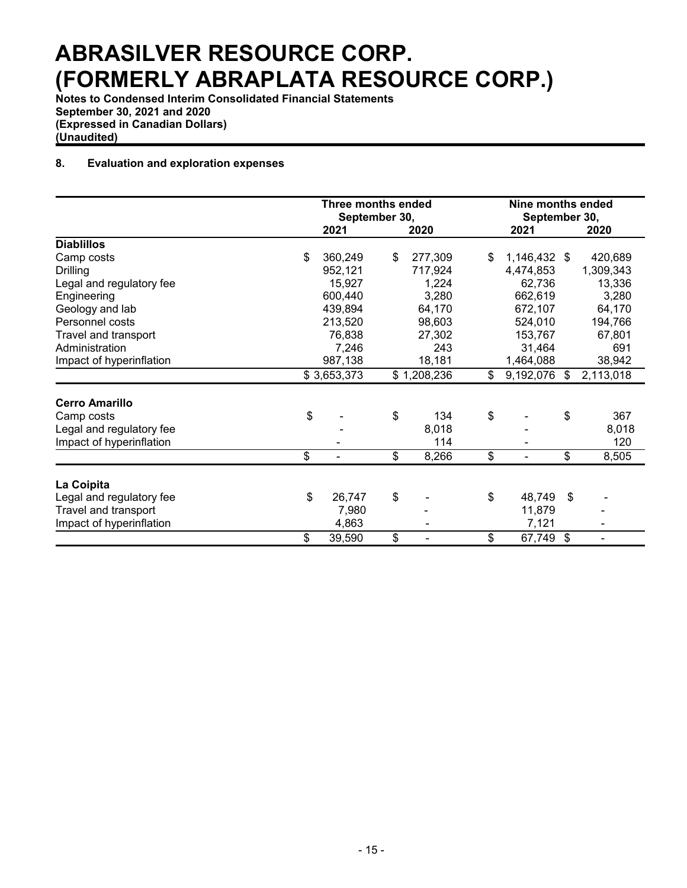# ABRASILVER RESOURCE CORP. (FORMERLY ABRAPLATA RESOURCE CORP.)

**Notes to Condensed Interim Consolidated Financial Statements**
**September 30, 2021 and 2020**
**(Expressed in Canadian Dollars)**
**(Unaudited)**

## 8. Evaluation and exploration expenses

| | Three months ended September 30, | | Nine months ended September 30, | |
|---|---|---|---|---|
| | 2021 | 2020 | 2021 | 2020 |
| **Diablillos** | | | | |
| Camp costs | $ 360,249 | $ 277,309 | $ 1,146,432 | $ 420,689 |
| Drilling | 952,121 | 717,924 | 4,474,853 | 1,309,343 |
| Legal and regulatory fee | 15,927 | 1,224 | 62,736 | 13,336 |
| Engineering | 600,440 | 3,280 | 662,619 | 3,280 |
| Geology and lab | 439,894 | 64,170 | 672,107 | 64,170 |
| Personnel costs | 213,520 | 98,603 | 524,010 | 194,766 |
| Travel and transport | 76,838 | 27,302 | 153,767 | 67,801 |
| Administration | 7,246 | 243 | 31,464 | 691 |
| Impact of hyperinflation | 987,138 | 18,181 | 1,464,088 | 38,942 |
| | $ 3,653,373 | $ 1,208,236 | $ 9,192,076 | $ 2,113,018 |
| **Cerro Amarillo** | | | | |
| Camp costs | $ - | $ 134 | $ - | $ 367 |
| Legal and regulatory fee | - | 8,018 | - | 8,018 |
| Impact of hyperinflation | - | 114 | - | 120 |
| | $ - | $ 8,266 | $ - | $ 8,505 |
| **La Coipita** | | | | |
| Legal and regulatory fee | $ 26,747 | $ - | $ 48,749 | $ - |
| Travel and transport | 7,980 | - | 11,879 | - |
| Impact of hyperinflation | 4,863 | - | 7,121 | - |
| | $ 39,590 | $ - | $ 67,749 | $ - |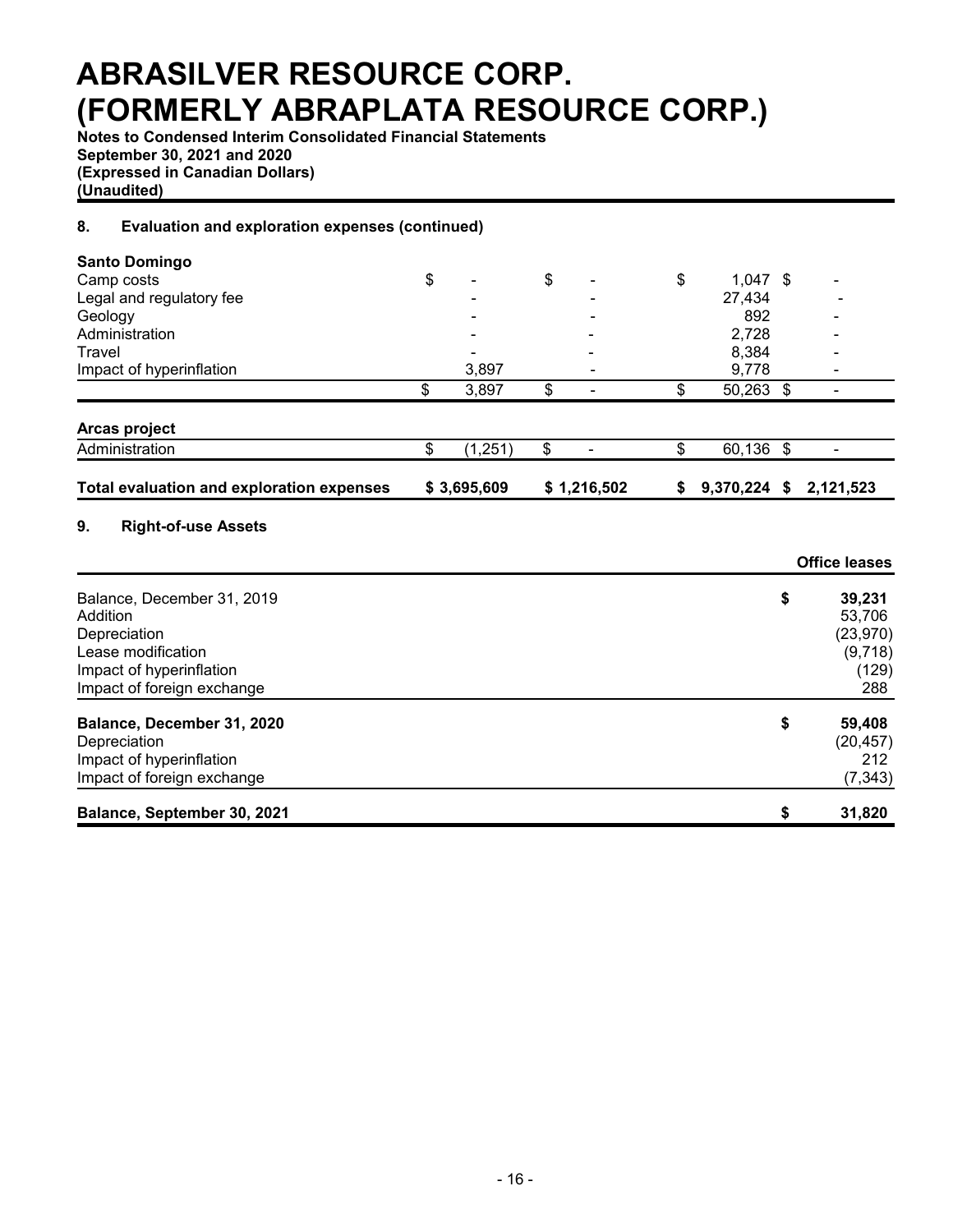## 8. Evaluation and exploration expenses (continued)

| | | | | |
|---|---|---|---|---|
| **Santo Domingo** | | | | |
| Camp costs | $ - | $ - | $ 1,047 | $ - |
| Legal and regulatory fee | - | - | 27,434 | - |
| Geology | - | - | 892 | - |
| Administration | - | - | 2,728 | - |
| Travel | - | - | 8,384 | - |
| Impact of hyperinflation | 3,897 | - | 9,778 | - |
| | $ 3,897 | $ - | $ 50,263 | $ - |
| **Arcas project** | | | | |
| Administration | $ (1,251) | $ - | $ 60,136 | $ - |
| **Total evaluation and exploration expenses** | **$ 3,695,609** | **$ 1,216,502** | **$ 9,370,224** | **$ 2,121,523** |

## 9. Right-of-use Assets

| | Office leases |
|---|---|
| Balance, December 31, 2019 | $ 39,231 |
| Addition | 53,706 |
| Depreciation | (23,970) |
| Lease modification | (9,718) |
| Impact of hyperinflation | (129) |
| Impact of foreign exchange | 288 |
| **Balance, December 31, 2020** | **$ 59,408** |
| Depreciation | (20,457) |
| Impact of hyperinflation | 212 |
| Impact of foreign exchange | (7,343) |
| **Balance, September 30, 2021** | **$ 31,820** |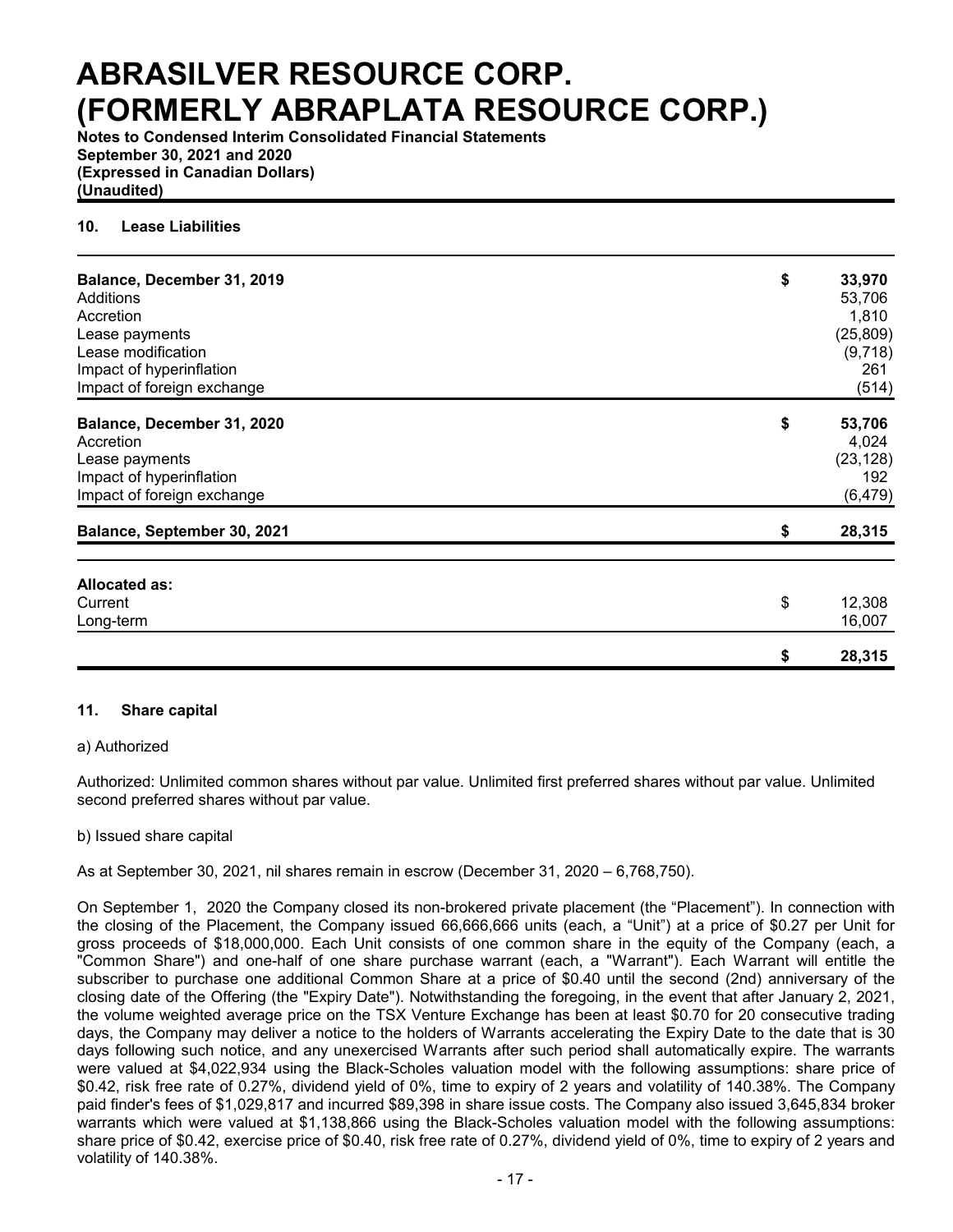## 10. Lease Liabilities

| | | |
|---|---|---|
| **Balance, December 31, 2019** | **$** | **33,970** |
| Additions | | 53,706 |
| Accretion | | 1,810 |
| Lease payments | | (25,809) |
| Lease modification | | (9,718) |
| Impact of hyperinflation | | 261 |
| Impact of foreign exchange | | (514) |
| **Balance, December 31, 2020** | **$** | **53,706** |
| Accretion | | 4,024 |
| Lease payments | | (23,128) |
| Impact of hyperinflation | | 192 |
| Impact of foreign exchange | | (6,479) |
| **Balance, September 30, 2021** | **$** | **28,315** |
| | | |
| **Allocated as:** | | |
| Current | $ | 12,308 |
| Long-term | | 16,007 |
| | **$** | **28,315** |

## 11. Share capital

a) Authorized

Authorized: Unlimited common shares without par value. Unlimited first preferred shares without par value. Unlimited second preferred shares without par value.

b) Issued share capital

As at September 30, 2021, nil shares remain in escrow (December 31, 2020 – 6,768,750).

On September 1, 2020 the Company closed its non-brokered private placement (the "Placement"). In connection with the closing of the Placement, the Company issued 66,666,666 units (each, a "Unit") at a price of $0.27 per Unit for gross proceeds of $18,000,000. Each Unit consists of one common share in the equity of the Company (each, a "Common Share") and one-half of one share purchase warrant (each, a "Warrant"). Each Warrant will entitle the subscriber to purchase one additional Common Share at a price of $0.40 until the second (2nd) anniversary of the closing date of the Offering (the "Expiry Date"). Notwithstanding the foregoing, in the event that after January 2, 2021, the volume weighted average price on the TSX Venture Exchange has been at least $0.70 for 20 consecutive trading days, the Company may deliver a notice to the holders of Warrants accelerating the Expiry Date to the date that is 30 days following such notice, and any unexercised Warrants after such period shall automatically expire. The warrants were valued at $4,022,934 using the Black-Scholes valuation model with the following assumptions: share price of $0.42, risk free rate of 0.27%, dividend yield of 0%, time to expiry of 2 years and volatility of 140.38%. The Company paid finder's fees of $1,029,817 and incurred $89,398 in share issue costs. The Company also issued 3,645,834 broker warrants which were valued at $1,138,866 using the Black-Scholes valuation model with the following assumptions: share price of $0.42, exercise price of $0.40, risk free rate of 0.27%, dividend yield of 0%, time to expiry of 2 years and volatility of 140.38%.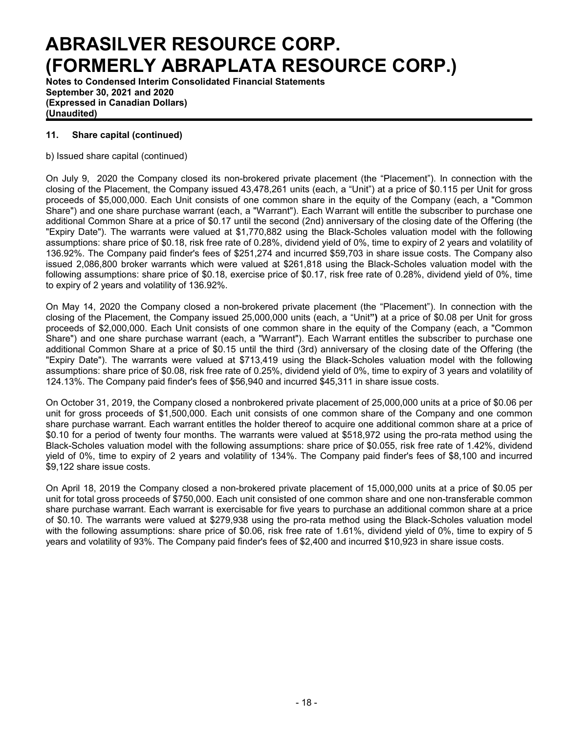## 11. Share capital (continued)

b) Issued share capital (continued)

On July 9, 2020 the Company closed its non-brokered private placement (the "Placement"). In connection with the closing of the Placement, the Company issued 43,478,261 units (each, a "Unit") at a price of $0.115 per Unit for gross proceeds of $5,000,000. Each Unit consists of one common share in the equity of the Company (each, a "Common Share") and one share purchase warrant (each, a "Warrant"). Each Warrant will entitle the subscriber to purchase one additional Common Share at a price of $0.17 until the second (2nd) anniversary of the closing date of the Offering (the "Expiry Date"). The warrants were valued at $1,770,882 using the Black-Scholes valuation model with the following assumptions: share price of $0.18, risk free rate of 0.28%, dividend yield of 0%, time to expiry of 2 years and volatility of 136.92%. The Company paid finder's fees of $251,274 and incurred $59,703 in share issue costs. The Company also issued 2,086,800 broker warrants which were valued at $261,818 using the Black-Scholes valuation model with the following assumptions: share price of $0.18, exercise price of $0.17, risk free rate of 0.28%, dividend yield of 0%, time to expiry of 2 years and volatility of 136.92%.

On May 14, 2020 the Company closed a non-brokered private placement (the "Placement"). In connection with the closing of the Placement, the Company issued 25,000,000 units (each, a "Unit") at a price of $0.08 per Unit for gross proceeds of $2,000,000. Each Unit consists of one common share in the equity of the Company (each, a "Common Share") and one share purchase warrant (each, a "Warrant"). Each Warrant entitles the subscriber to purchase one additional Common Share at a price of $0.15 until the third (3rd) anniversary of the closing date of the Offering (the "Expiry Date"). The warrants were valued at $713,419 using the Black-Scholes valuation model with the following assumptions: share price of $0.08, risk free rate of 0.25%, dividend yield of 0%, time to expiry of 3 years and volatility of 124.13%. The Company paid finder's fees of $56,940 and incurred $45,311 in share issue costs.

On October 31, 2019, the Company closed a nonbrokered private placement of 25,000,000 units at a price of $0.06 per unit for gross proceeds of $1,500,000. Each unit consists of one common share of the Company and one common share purchase warrant. Each warrant entitles the holder thereof to acquire one additional common share at a price of $0.10 for a period of twenty four months. The warrants were valued at $518,972 using the pro-rata method using the Black-Scholes valuation model with the following assumptions: share price of $0.055, risk free rate of 1.42%, dividend yield of 0%, time to expiry of 2 years and volatility of 134%. The Company paid finder's fees of $8,100 and incurred $9,122 share issue costs.

On April 18, 2019 the Company closed a non-brokered private placement of 15,000,000 units at a price of $0.05 per unit for total gross proceeds of $750,000. Each unit consisted of one common share and one non-transferable common share purchase warrant. Each warrant is exercisable for five years to purchase an additional common share at a price of $0.10. The warrants were valued at $279,938 using the pro-rata method using the Black-Scholes valuation model with the following assumptions: share price of $0.06, risk free rate of 1.61%, dividend yield of 0%, time to expiry of 5 years and volatility of 93%. The Company paid finder's fees of $2,400 and incurred $10,923 in share issue costs.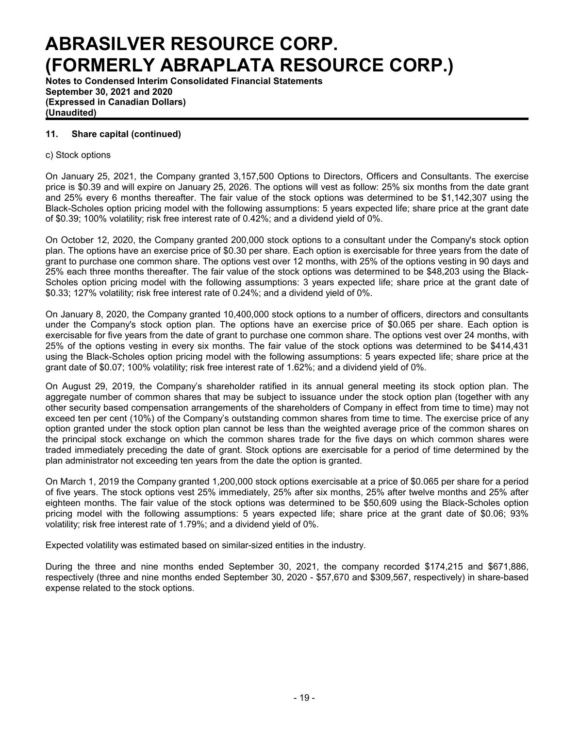## 11. Share capital (continued)

c) Stock options

On January 25, 2021, the Company granted 3,157,500 Options to Directors, Officers and Consultants. The exercise price is $0.39 and will expire on January 25, 2026. The options will vest as follow: 25% six months from the date grant and 25% every 6 months thereafter. The fair value of the stock options was determined to be $1,142,307 using the Black-Scholes option pricing model with the following assumptions: 5 years expected life; share price at the grant date of $0.39; 100% volatility; risk free interest rate of 0.42%; and a dividend yield of 0%.

On October 12, 2020, the Company granted 200,000 stock options to a consultant under the Company's stock option plan. The options have an exercise price of $0.30 per share. Each option is exercisable for three years from the date of grant to purchase one common share. The options vest over 12 months, with 25% of the options vesting in 90 days and 25% each three months thereafter. The fair value of the stock options was determined to be $48,203 using the Black-Scholes option pricing model with the following assumptions: 3 years expected life; share price at the grant date of $0.33; 127% volatility; risk free interest rate of 0.24%; and a dividend yield of 0%.

On January 8, 2020, the Company granted 10,400,000 stock options to a number of officers, directors and consultants under the Company's stock option plan. The options have an exercise price of $0.065 per share. Each option is exercisable for five years from the date of grant to purchase one common share. The options vest over 24 months, with 25% of the options vesting in every six months. The fair value of the stock options was determined to be $414,431 using the Black-Scholes option pricing model with the following assumptions: 5 years expected life; share price at the grant date of $0.07; 100% volatility; risk free interest rate of 1.62%; and a dividend yield of 0%.

On August 29, 2019, the Company's shareholder ratified in its annual general meeting its stock option plan. The aggregate number of common shares that may be subject to issuance under the stock option plan (together with any other security based compensation arrangements of the shareholders of Company in effect from time to time) may not exceed ten per cent (10%) of the Company's outstanding common shares from time to time. The exercise price of any option granted under the stock option plan cannot be less than the weighted average price of the common shares on the principal stock exchange on which the common shares trade for the five days on which common shares were traded immediately preceding the date of grant. Stock options are exercisable for a period of time determined by the plan administrator not exceeding ten years from the date the option is granted.

On March 1, 2019 the Company granted 1,200,000 stock options exercisable at a price of $0.065 per share for a period of five years. The stock options vest 25% immediately, 25% after six months, 25% after twelve months and 25% after eighteen months. The fair value of the stock options was determined to be $50,609 using the Black-Scholes option pricing model with the following assumptions: 5 years expected life; share price at the grant date of $0.06; 93% volatility; risk free interest rate of 1.79%; and a dividend yield of 0%.

Expected volatility was estimated based on similar-sized entities in the industry.

During the three and nine months ended September 30, 2021, the company recorded $174,215 and $671,886, respectively (three and nine months ended September 30, 2020 - $57,670 and $309,567, respectively) in share-based expense related to the stock options.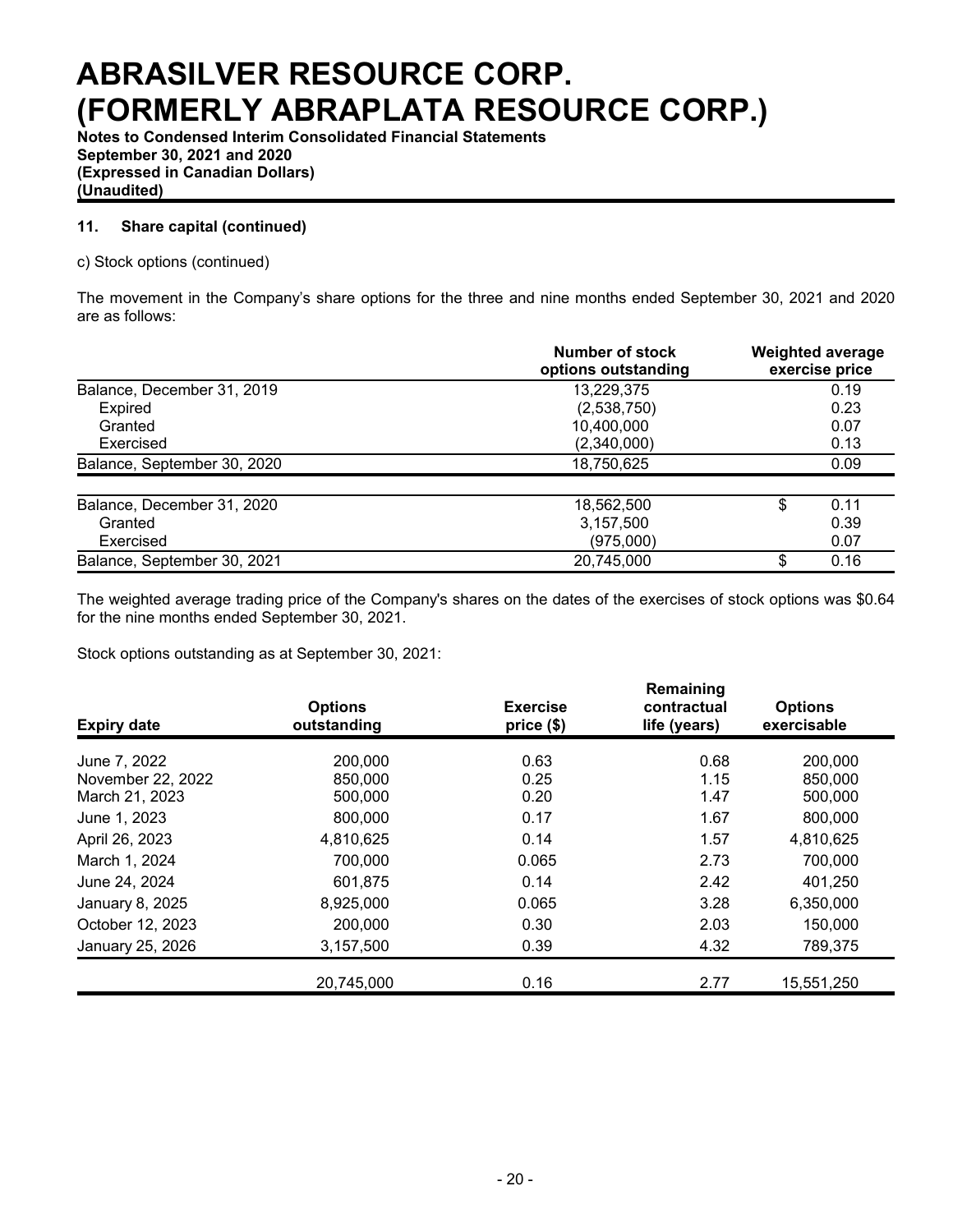# ABRASILVER RESOURCE CORP. (FORMERLY ABRAPLATA RESOURCE CORP.)

**Notes to Condensed Interim Consolidated Financial Statements**
**September 30, 2021 and 2020**
**(Expressed in Canadian Dollars)**
**(Unaudited)**

**11. Share capital (continued)**

c) Stock options (continued)

The movement in the Company's share options for the three and nine months ended September 30, 2021 and 2020 are as follows:

| | Number of stock options outstanding | Weighted average exercise price |
|---|---|---|
| Balance, December 31, 2019 | 13,229,375 | 0.19 |
| Expired | (2,538,750) | 0.23 |
| Granted | 10,400,000 | 0.07 |
| Exercised | (2,340,000) | 0.13 |
| Balance, September 30, 2020 | 18,750,625 | 0.09 |
| | | |
| Balance, December 31, 2020 | 18,562,500 | $ 0.11 |
| Granted | 3,157,500 | 0.39 |
| Exercised | (975,000) | 0.07 |
| Balance, September 30, 2021 | 20,745,000 | $ 0.16 |

The weighted average trading price of the Company's shares on the dates of the exercises of stock options was $0.64 for the nine months ended September 30, 2021.

Stock options outstanding as at September 30, 2021:

| Expiry date | Options outstanding | Exercise price ($) | Remaining contractual life (years) | Options exercisable |
|---|---|---|---|---|
| June 7, 2022 | 200,000 | 0.63 | 0.68 | 200,000 |
| November 22, 2022 | 850,000 | 0.25 | 1.15 | 850,000 |
| March 21, 2023 | 500,000 | 0.20 | 1.47 | 500,000 |
| June 1, 2023 | 800,000 | 0.17 | 1.67 | 800,000 |
| April 26, 2023 | 4,810,625 | 0.14 | 1.57 | 4,810,625 |
| March 1, 2024 | 700,000 | 0.065 | 2.73 | 700,000 |
| June 24, 2024 | 601,875 | 0.14 | 2.42 | 401,250 |
| January 8, 2025 | 8,925,000 | 0.065 | 3.28 | 6,350,000 |
| October 12, 2023 | 200,000 | 0.30 | 2.03 | 150,000 |
| January 25, 2026 | 3,157,500 | 0.39 | 4.32 | 789,375 |
| | 20,745,000 | 0.16 | 2.77 | 15,551,250 |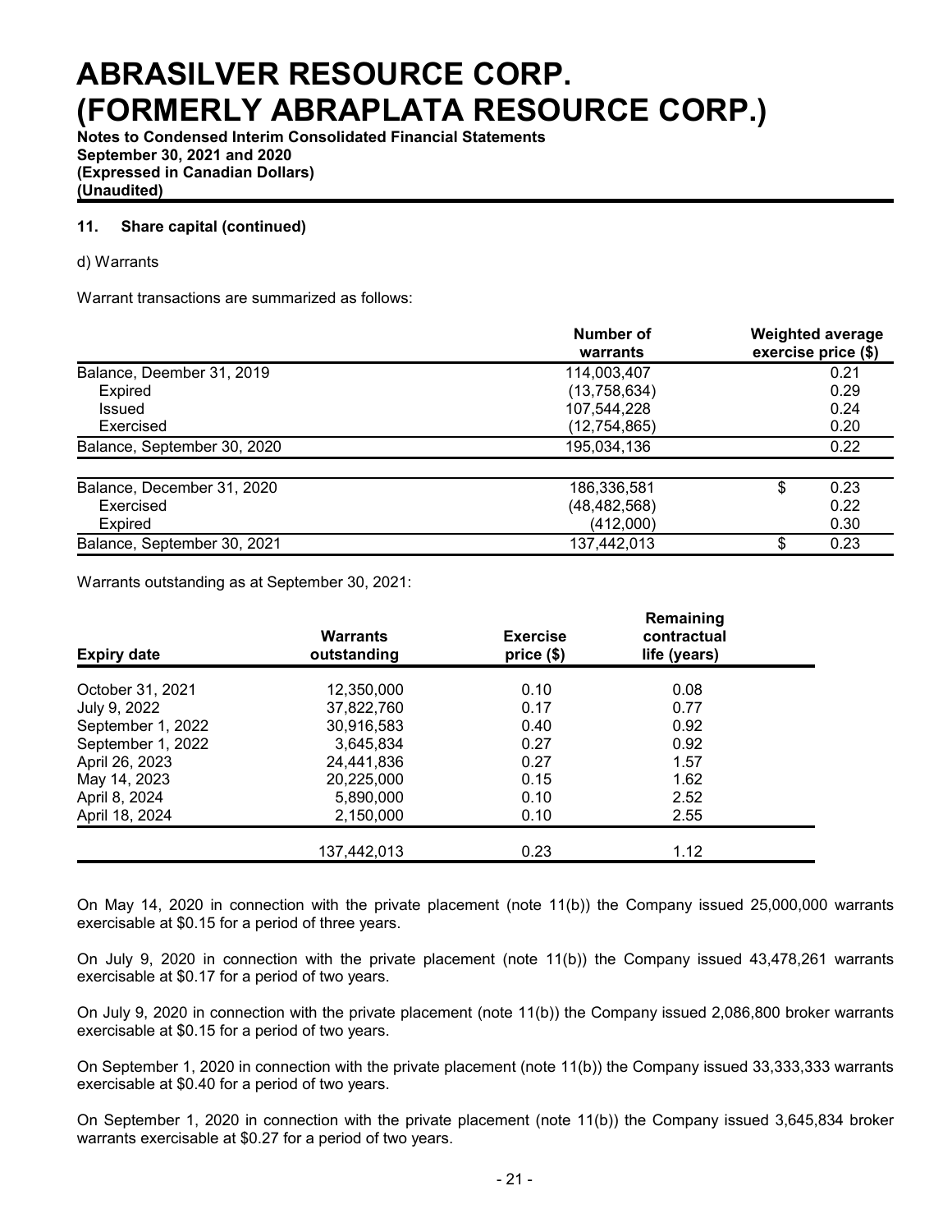## 11. Share capital (continued)

d) Warrants

Warrant transactions are summarized as follows:

| | Number of warrants | Weighted average exercise price ($) |
|---|---|---|
| Balance, Deember 31, 2019 | 114,003,407 | 0.21 |
| Expired | (13,758,634) | 0.29 |
| Issued | 107,544,228 | 0.24 |
| Exercised | (12,754,865) | 0.20 |
| Balance, September 30, 2020 | 195,034,136 | 0.22 |
| | | |
| Balance, December 31, 2020 | 186,336,581 | $ 0.23 |
| Exercised | (48,482,568) | 0.22 |
| Expired | (412,000) | 0.30 |
| Balance, September 30, 2021 | 137,442,013 | $ 0.23 |

Warrants outstanding as at September 30, 2021:

| Expiry date | Warrants outstanding | Exercise price ($) | Remaining contractual life (years) |
|---|---|---|---|
| October 31, 2021 | 12,350,000 | 0.10 | 0.08 |
| July 9, 2022 | 37,822,760 | 0.17 | 0.77 |
| September 1, 2022 | 30,916,583 | 0.40 | 0.92 |
| September 1, 2022 | 3,645,834 | 0.27 | 0.92 |
| April 26, 2023 | 24,441,836 | 0.27 | 1.57 |
| May 14, 2023 | 20,225,000 | 0.15 | 1.62 |
| April 8, 2024 | 5,890,000 | 0.10 | 2.52 |
| April 18, 2024 | 2,150,000 | 0.10 | 2.55 |
| | 137,442,013 | 0.23 | 1.12 |

On May 14, 2020 in connection with the private placement (note 11(b)) the Company issued 25,000,000 warrants exercisable at $0.15 for a period of three years.

On July 9, 2020 in connection with the private placement (note 11(b)) the Company issued 43,478,261 warrants exercisable at $0.17 for a period of two years.

On July 9, 2020 in connection with the private placement (note 11(b)) the Company issued 2,086,800 broker warrants exercisable at $0.15 for a period of two years.

On September 1, 2020 in connection with the private placement (note 11(b)) the Company issued 33,333,333 warrants exercisable at $0.40 for a period of two years.

On September 1, 2020 in connection with the private placement (note 11(b)) the Company issued 3,645,834 broker warrants exercisable at $0.27 for a period of two years.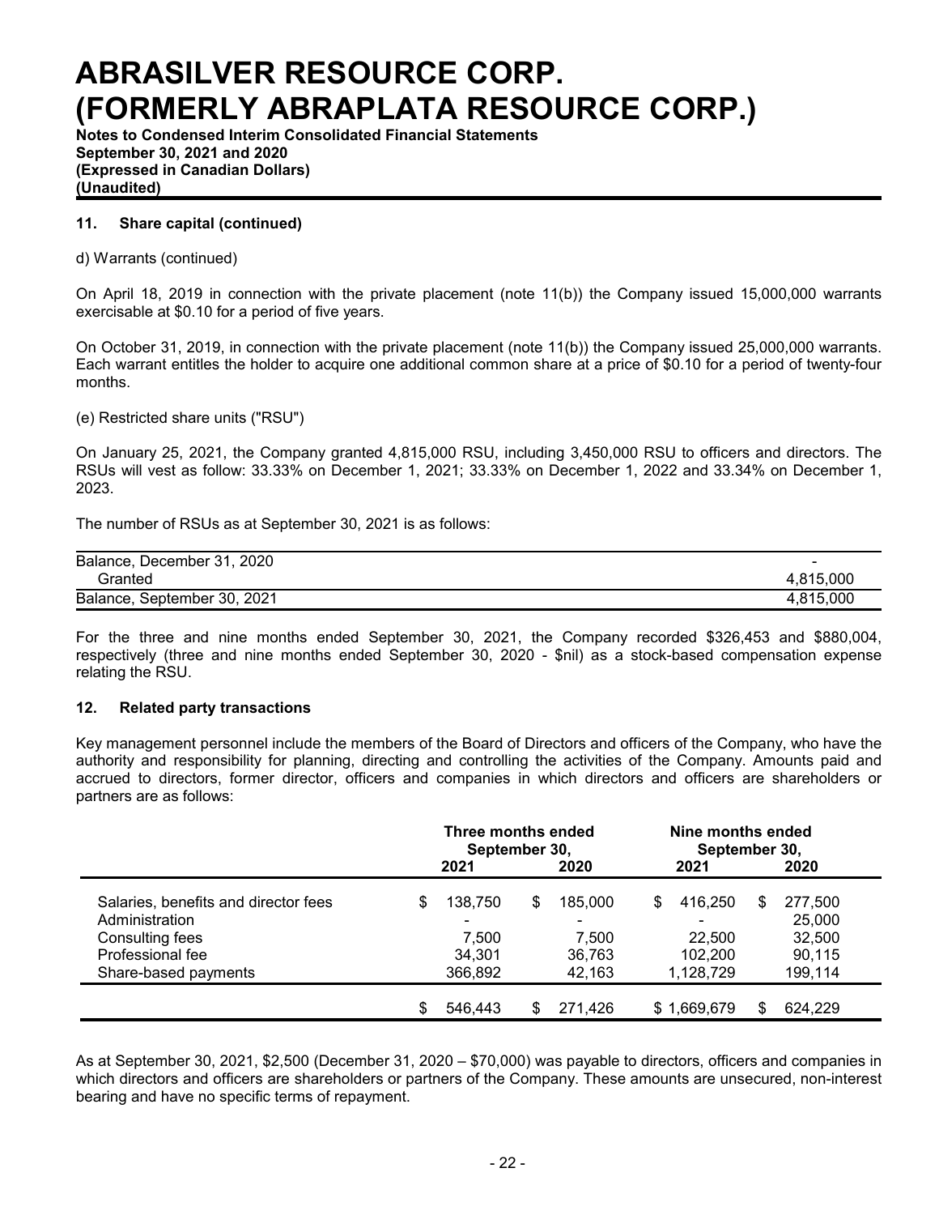## 11. Share capital (continued)

d) Warrants (continued)

On April 18, 2019 in connection with the private placement (note 11(b)) the Company issued 15,000,000 warrants exercisable at $0.10 for a period of five years.

On October 31, 2019, in connection with the private placement (note 11(b)) the Company issued 25,000,000 warrants. Each warrant entitles the holder to acquire one additional common share at a price of $0.10 for a period of twenty-four months.

(e) Restricted share units ("RSU")

On January 25, 2021, the Company granted 4,815,000 RSU, including 3,450,000 RSU to officers and directors. The RSUs will vest as follow: 33.33% on December 1, 2021; 33.33% on December 1, 2022 and 33.34% on December 1, 2023.

The number of RSUs as at September 30, 2021 is as follows:

| | |
|---|---|
| Balance, December 31, 2020 | - |
| Granted | 4,815,000 |
| Balance, September 30, 2021 | 4,815,000 |

For the three and nine months ended September 30, 2021, the Company recorded $326,453 and $880,004, respectively (three and nine months ended September 30, 2020 - $nil) as a stock-based compensation expense relating the RSU.

## 12. Related party transactions

Key management personnel include the members of the Board of Directors and officers of the Company, who have the authority and responsibility for planning, directing and controlling the activities of the Company. Amounts paid and accrued to directors, former director, officers and companies in which directors and officers are shareholders or partners are as follows:

| | Three months ended September 30, | | Nine months ended September 30, | |
|---|---|---|---|---|
| | 2021 | 2020 | 2021 | 2020 |
| Salaries, benefits and director fees | $ 138,750 | $ 185,000 | $ 416,250 | $ 277,500 |
| Administration | - | - | - | 25,000 |
| Consulting fees | 7,500 | 7,500 | 22,500 | 32,500 |
| Professional fee | 34,301 | 36,763 | 102,200 | 90,115 |
| Share-based payments | 366,892 | 42,163 | 1,128,729 | 199,114 |
| | $ 546,443 | $ 271,426 | $ 1,669,679 | $ 624,229 |

As at September 30, 2021, $2,500 (December 31, 2020 – $70,000) was payable to directors, officers and companies in which directors and officers are shareholders or partners of the Company. These amounts are unsecured, non-interest bearing and have no specific terms of repayment.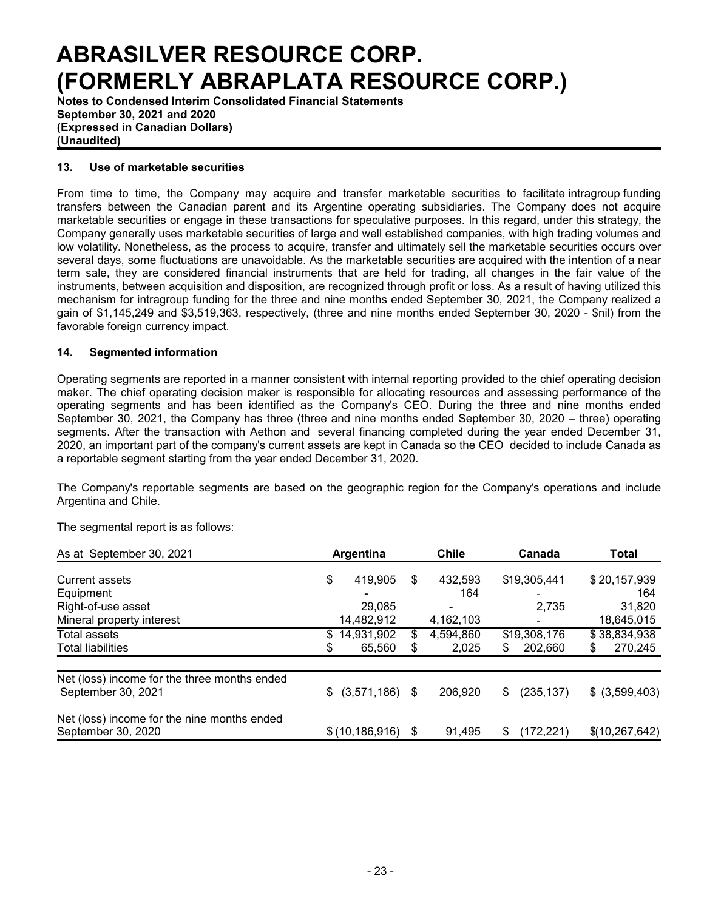## 13. Use of marketable securities

From time to time, the Company may acquire and transfer marketable securities to facilitate intragroup funding transfers between the Canadian parent and its Argentine operating subsidiaries. The Company does not acquire marketable securities or engage in these transactions for speculative purposes. In this regard, under this strategy, the Company generally uses marketable securities of large and well established companies, with high trading volumes and low volatility. Nonetheless, as the process to acquire, transfer and ultimately sell the marketable securities occurs over several days, some fluctuations are unavoidable. As the marketable securities are acquired with the intention of a near term sale, they are considered financial instruments that are held for trading, all changes in the fair value of the instruments, between acquisition and disposition, are recognized through profit or loss. As a result of having utilized this mechanism for intragroup funding for the three and nine months ended September 30, 2021, the Company realized a gain of $1,145,249 and $3,519,363, respectively, (three and nine months ended September 30, 2020 - $nil) from the favorable foreign currency impact.

## 14. Segmented information

Operating segments are reported in a manner consistent with internal reporting provided to the chief operating decision maker. The chief operating decision maker is responsible for allocating resources and assessing performance of the operating segments and has been identified as the Company's CEO. During the three and nine months ended September 30, 2021, the Company has three (three and nine months ended September 30, 2020 – three) operating segments. After the transaction with Aethon and several financing completed during the year ended December 31, 2020, an important part of the company's current assets are kept in Canada so the CEO decided to include Canada as a reportable segment starting from the year ended December 31, 2020.

The Company's reportable segments are based on the geographic region for the Company's operations and include Argentina and Chile.

The segmental report is as follows:

| As at September 30, 2021 | Argentina | Chile | Canada | Total |
|---|---|---|---|---|
| Current assets | $ 419,905 | $ 432,593 | $19,305,441 | $ 20,157,939 |
| Equipment | - | 164 | - | 164 |
| Right-of-use asset | 29,085 | - | 2,735 | 31,820 |
| Mineral property interest | 14,482,912 | 4,162,103 | - | 18,645,015 |
| Total assets | $ 14,931,902 | $ 4,594,860 | $19,308,176 | $ 38,834,938 |
| Total liabilities | $ 65,560 | $ 2,025 | $ 202,660 | $ 270,245 |
| Net (loss) income for the three months ended September 30, 2021 | $ (3,571,186) | $ 206,920 | $ (235,137) | $ (3,599,403) |
| Net (loss) income for the nine months ended September 30, 2020 | $ (10,186,916) | $ 91,495 | $ (172,221) | $(10,267,642) |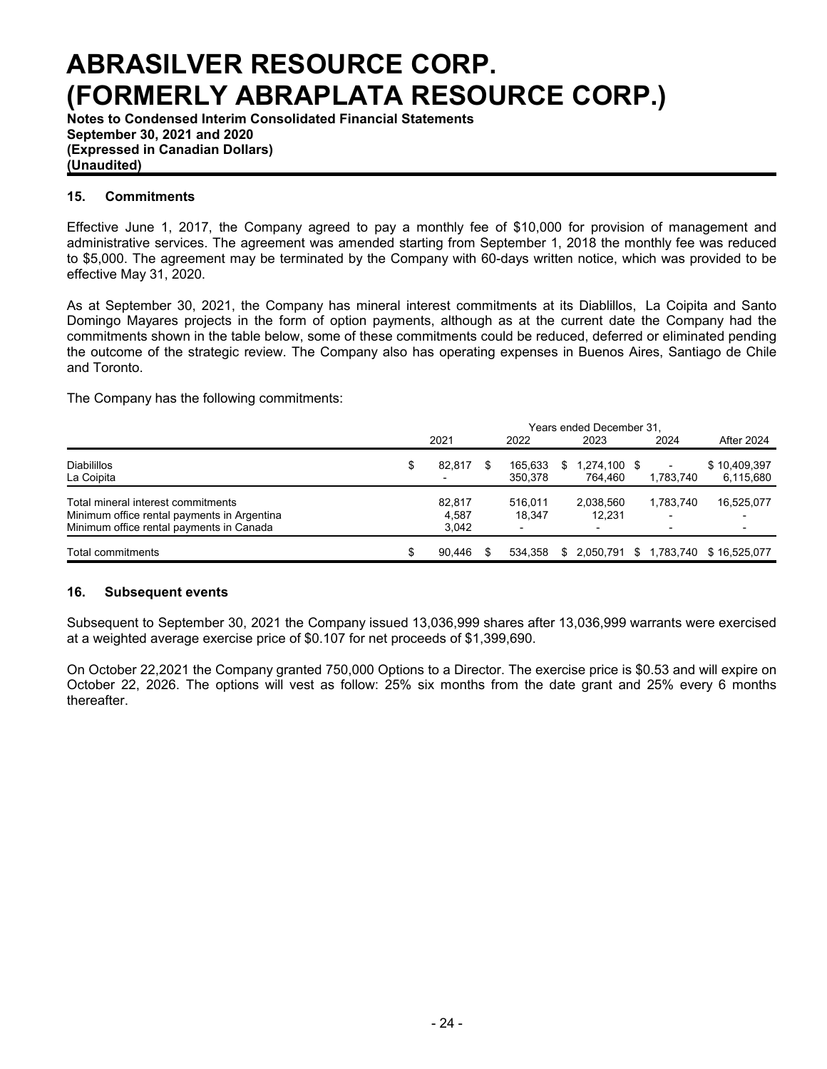# ABRASILVER RESOURCE CORP.
# (FORMERLY ABRAPLATA RESOURCE CORP.)

**Notes to Condensed Interim Consolidated Financial Statements**
**September 30, 2021 and 2020**
**(Expressed in Canadian Dollars)**
**(Unaudited)**

## 15. Commitments

Effective June 1, 2017, the Company agreed to pay a monthly fee of $10,000 for provision of management and administrative services. The agreement was amended starting from September 1, 2018 the monthly fee was reduced to $5,000. The agreement may be terminated by the Company with 60-days written notice, which was provided to be effective May 31, 2020.

As at September 30, 2021, the Company has mineral interest commitments at its Diablillos, La Coipita and Santo Domingo Mayares projects in the form of option payments, although as at the current date the Company had the commitments shown in the table below, some of these commitments could be reduced, deferred or eliminated pending the outcome of the strategic review. The Company also has operating expenses in Buenos Aires, Santiago de Chile and Toronto.

The Company has the following commitments:

| | Years ended December 31, | | | | |
|---|---|---|---|---|---|
| | 2021 | 2022 | 2023 | 2024 | After 2024 |
| Diabililos | $ 82,817 | $ 165,633 | $ 1,274,100 | $ - | $ 10,409,397 |
| La Coipita | - | 350,378 | 764,460 | 1,783,740 | 6,115,680 |
| Total mineral interest commitments | 82,817 | 516,011 | 2,038,560 | 1,783,740 | 16,525,077 |
| Minimum office rental payments in Argentina | 4,587 | 18,347 | 12,231 | - | - |
| Minimum office rental payments in Canada | 3,042 | - | - | - | - |
| Total commitments | $ 90,446 | $ 534,358 | $ 2,050,791 | $ 1,783,740 | $ 16,525,077 |

## 16. Subsequent events

Subsequent to September 30, 2021 the Company issued 13,036,999 shares after 13,036,999 warrants were exercised at a weighted average exercise price of $0.107 for net proceeds of $1,399,690.

On October 22,2021 the Company granted 750,000 Options to a Director. The exercise price is $0.53 and will expire on October 22, 2026. The options will vest as follow: 25% six months from the date grant and 25% every 6 months thereafter.